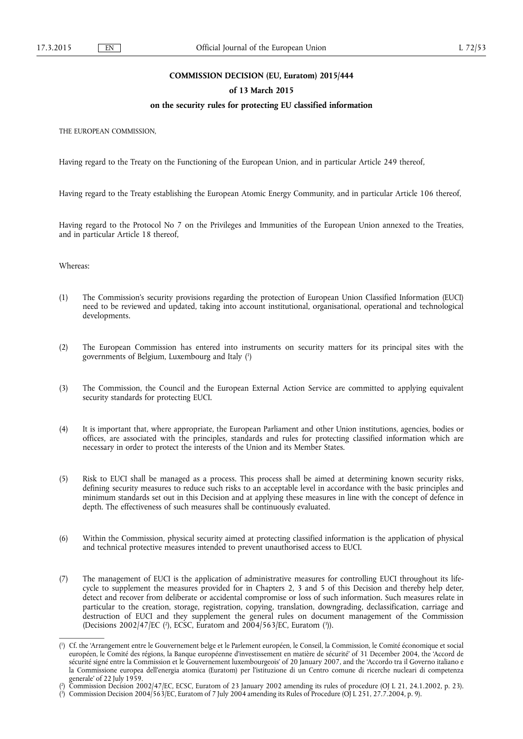# COMMISSION DECISION (EU, Euratom) 2015/444

## of 13 March 2015

## on the security rules for protecting EU classified information

THE EUROPEAN COMMISSION,

Having regard to the Treaty on the Functioning of the European Union, and in particular Article 249 thereof,

Having regard to the Treaty establishing the European Atomic Energy Community, and in particular Article 106 thereof,

Having regard to the Protocol No 7 on the Privileges and Immunities of the European Union annexed to the Treaties, and in particular Article 18 thereof,

Whereas:

(1) The Commission's security provisions regarding the protection of European Union Classified Information (EUCI) need to be reviewed and updated, taking into account institutional, organisational, operational and technological developments.

(2) The European Commission has entered into instruments on security matters for its principal sites with the governments of Belgium, Luxembourg and Italy [1]

(3) The Commission, the Council and the European External Action Service are committed to applying equivalent security standards for protecting EUCI.

(4) It is important that, where appropriate, the European Parliament and other Union institutions, agencies, bodies or offices, are associated with the principles, standards and rules for protecting classified information which are necessary in order to protect the interests of the Union and its Member States.

(5) Risk to EUCI shall be managed as a process. This process shall be aimed at determining known security risks, defining security measures to reduce such risks to an acceptable level in accordance with the basic principles and minimum standards set out in this Decision and at applying these measures in line with the concept of defence in depth. The effectiveness of such measures shall be continuously evaluated.

(6) Within the Commission, physical security aimed at protecting classified information is the application of physical and technical protective measures intended to prevent unauthorised access to EUCI.

(7) The management of EUCI is the application of administrative measures for controlling EUCI throughout its life-cycle to supplement the measures provided for in Chapters 2, 3 and 5 of this Decision and thereby help deter, detect and recover from deliberate or accidental compromise or loss of such information. Such measures relate in particular to the creation, storage, registration, copying, translation, downgrading, declassification, carriage and destruction of EUCI and they supplement the general rules on document management of the Commission (Decisions 2002/47/EC [2], ECSC, Euratom and 2004/563/EC, Euratom [3]).

---

[1] Cf. the 'Arrangement entre le Gouvernement belge et le Parlement européen, le Conseil, la Commission, le Comité économique et social européen, le Comité des régions, la Banque européenne d'investissement en matière de sécurité' of 31 December 2004, the 'Accord de sécurité signé entre la Commission et le Gouvernement luxembourgeois' of 20 January 2007, and the 'Accordo tra il Governo italiano e la Commissione europea dell'energia atomica (Euratom) per l'istituzione di un Centro comune di ricerche nucleari di competenza generale' of 22 July 1959.

[2] Commission Decision 2002/47/EC, ECSC, Euratom of 23 January 2002 amending its rules of procedure (OJ L 21, 24.1.2002, p. 23).

[3] Commission Decision 2004/563/EC, Euratom of 7 July 2004 amending its Rules of Procedure (OJ L 251, 27.7.2004, p. 9).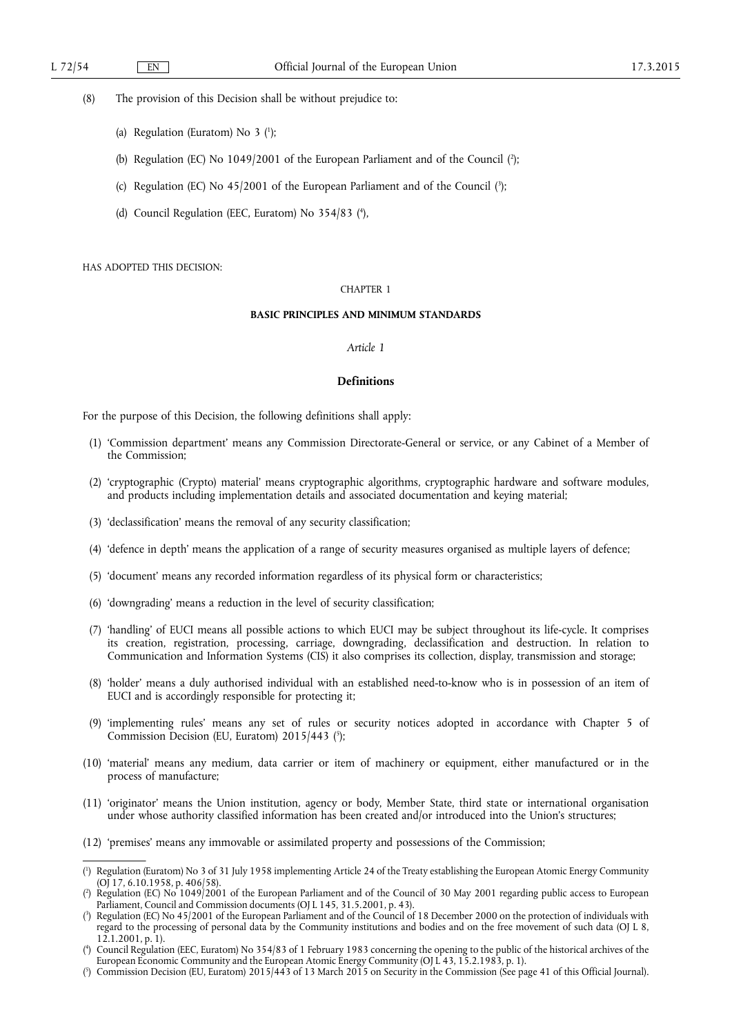(8) The provision of this Decision shall be without prejudice to:

(a) Regulation (Euratom) No 3 [1];

(b) Regulation (EC) No 1049/2001 of the European Parliament and of the Council [2];

(c) Regulation (EC) No 45/2001 of the European Parliament and of the Council [3];

(d) Council Regulation (EEC, Euratom) No 354/83 [4],

HAS ADOPTED THIS DECISION:

CHAPTER 1

**BASIC PRINCIPLES AND MINIMUM STANDARDS**

*Article 1*

**Definitions**

For the purpose of this Decision, the following definitions shall apply:

(1) 'Commission department' means any Commission Directorate-General or service, or any Cabinet of a Member of the Commission;

(2) 'cryptographic (Crypto) material' means cryptographic algorithms, cryptographic hardware and software modules, and products including implementation details and associated documentation and keying material;

(3) 'declassification' means the removal of any security classification;

(4) 'defence in depth' means the application of a range of security measures organised as multiple layers of defence;

(5) 'document' means any recorded information regardless of its physical form or characteristics;

(6) 'downgrading' means a reduction in the level of security classification;

(7) 'handling' of EUCI means all possible actions to which EUCI may be subject throughout its life-cycle. It comprises its creation, registration, processing, carriage, downgrading, declassification and destruction. In relation to Communication and Information Systems (CIS) it also comprises its collection, display, transmission and storage;

(8) 'holder' means a duly authorised individual with an established need-to-know who is in possession of an item of EUCI and is accordingly responsible for protecting it;

(9) 'implementing rules' means any set of rules or security notices adopted in accordance with Chapter 5 of Commission Decision (EU, Euratom) 2015/443 [5];

(10) 'material' means any medium, data carrier or item of machinery or equipment, either manufactured or in the process of manufacture;

(11) 'originator' means the Union institution, agency or body, Member State, third state or international organisation under whose authority classified information has been created and/or introduced into the Union's structures;

(12) 'premises' means any immovable or assimilated property and possessions of the Commission;

---

[1] Regulation (Euratom) No 3 of 31 July 1958 implementing Article 24 of the Treaty establishing the European Atomic Energy Community (OJ 17, 6.10.1958, p. 406/58).

[2] Regulation (EC) No 1049/2001 of the European Parliament and of the Council of 30 May 2001 regarding public access to European Parliament, Council and Commission documents (OJ L 145, 31.5.2001, p. 43).

[3] Regulation (EC) No 45/2001 of the European Parliament and of the Council of 18 December 2000 on the protection of individuals with regard to the processing of personal data by the Community institutions and bodies and on the free movement of such data (OJ L 8, 12.1.2001, p. 1).

[4] Council Regulation (EEC, Euratom) No 354/83 of 1 February 1983 concerning the opening to the public of the historical archives of the European Economic Community and the European Atomic Energy Community (OJ L 43, 15.2.1983, p. 1).

[5] Commission Decision (EU, Euratom) 2015/443 of 13 March 2015 on Security in the Commission (See page 41 of this Official Journal).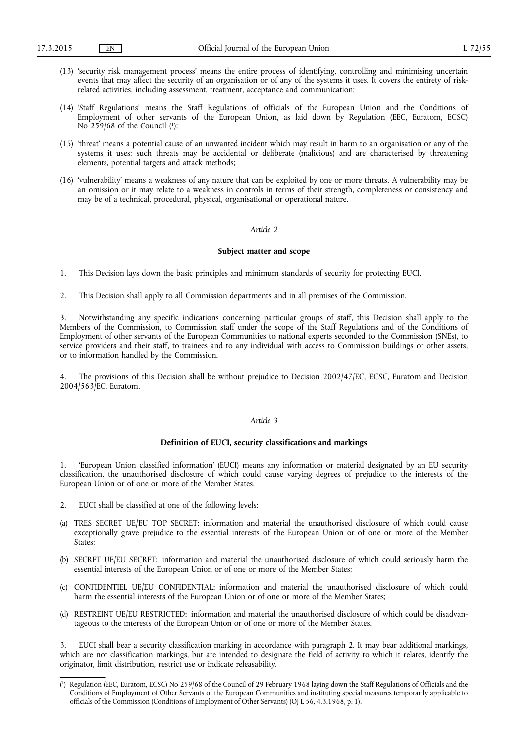(13) 'security risk management process' means the entire process of identifying, controlling and minimising uncertain events that may affect the security of an organisation or of any of the systems it uses. It covers the entirety of risk-related activities, including assessment, treatment, acceptance and communication;

(14) 'Staff Regulations' means the Staff Regulations of officials of the European Union and the Conditions of Employment of other servants of the European Union, as laid down by Regulation (EEC, Euratom, ECSC) No 259/68 of the Council [1];

(15) 'threat' means a potential cause of an unwanted incident which may result in harm to an organisation or any of the systems it uses; such threats may be accidental or deliberate (malicious) and are characterised by threatening elements, potential targets and attack methods;

(16) 'vulnerability' means a weakness of any nature that can be exploited by one or more threats. A vulnerability may be an omission or it may relate to a weakness in controls in terms of their strength, completeness or consistency and may be of a technical, procedural, physical, organisational or operational nature.

*Article 2*

**Subject matter and scope**

1. This Decision lays down the basic principles and minimum standards of security for protecting EUCI.

2. This Decision shall apply to all Commission departments and in all premises of the Commission.

3. Notwithstanding any specific indications concerning particular groups of staff, this Decision shall apply to the Members of the Commission, to Commission staff under the scope of the Staff Regulations and of the Conditions of Employment of other servants of the European Communities to national experts seconded to the Commission (SNEs), to service providers and their staff, to trainees and to any individual with access to Commission buildings or other assets, or to information handled by the Commission.

4. The provisions of this Decision shall be without prejudice to Decision 2002/47/EC, ECSC, Euratom and Decision 2004/563/EC, Euratom.

*Article 3*

**Definition of EUCI, security classifications and markings**

1. 'European Union classified information' (EUCI) means any information or material designated by an EU security classification, the unauthorised disclosure of which could cause varying degrees of prejudice to the interests of the European Union or of one or more of the Member States.

2. EUCI shall be classified at one of the following levels:

(a) TRES SECRET UE/EU TOP SECRET: information and material the unauthorised disclosure of which could cause exceptionally grave prejudice to the essential interests of the European Union or of one or more of the Member States;

(b) SECRET UE/EU SECRET: information and material the unauthorised disclosure of which could seriously harm the essential interests of the European Union or of one or more of the Member States;

(c) CONFIDENTIEL UE/EU CONFIDENTIAL: information and material the unauthorised disclosure of which could harm the essential interests of the European Union or of one or more of the Member States;

(d) RESTREINT UE/EU RESTRICTED: information and material the unauthorised disclosure of which could be disadvantageous to the interests of the European Union or of one or more of the Member States.

3. EUCI shall bear a security classification marking in accordance with paragraph 2. It may bear additional markings, which are not classification markings, but are intended to designate the field of activity to which it relates, identify the originator, limit distribution, restrict use or indicate releasability.

---

[1] Regulation (EEC, Euratom, ECSC) No 259/68 of the Council of 29 February 1968 laying down the Staff Regulations of Officials and the Conditions of Employment of Other Servants of the European Communities and instituting special measures temporarily applicable to officials of the Commission (Conditions of Employment of Other Servants) (OJ L 56, 4.3.1968, p. 1).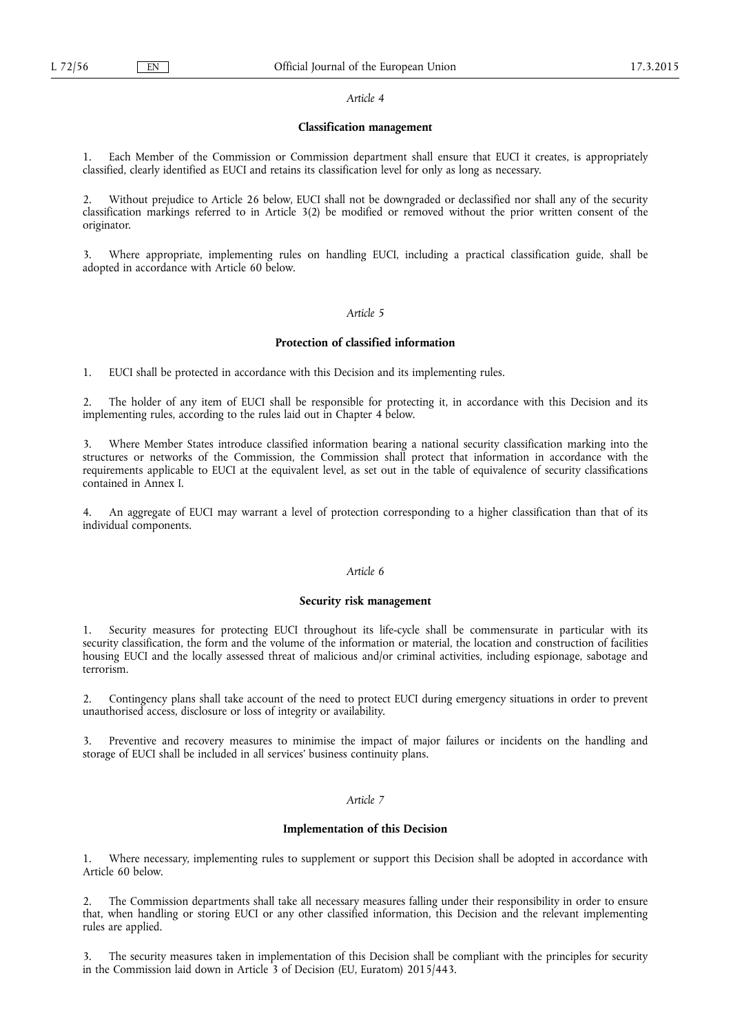*Article 4*

**Classification management**

1. Each Member of the Commission or Commission department shall ensure that EUCI it creates, is appropriately classified, clearly identified as EUCI and retains its classification level for only as long as necessary.

2. Without prejudice to Article 26 below, EUCI shall not be downgraded or declassified nor shall any of the security classification markings referred to in Article 3(2) be modified or removed without the prior written consent of the originator.

3. Where appropriate, implementing rules on handling EUCI, including a practical classification guide, shall be adopted in accordance with Article 60 below.

*Article 5*

**Protection of classified information**

1. EUCI shall be protected in accordance with this Decision and its implementing rules.

2. The holder of any item of EUCI shall be responsible for protecting it, in accordance with this Decision and its implementing rules, according to the rules laid out in Chapter 4 below.

3. Where Member States introduce classified information bearing a national security classification marking into the structures or networks of the Commission, the Commission shall protect that information in accordance with the requirements applicable to EUCI at the equivalent level, as set out in the table of equivalence of security classifications contained in Annex I.

4. An aggregate of EUCI may warrant a level of protection corresponding to a higher classification than that of its individual components.

*Article 6*

**Security risk management**

1. Security measures for protecting EUCI throughout its life-cycle shall be commensurate in particular with its security classification, the form and the volume of the information or material, the location and construction of facilities housing EUCI and the locally assessed threat of malicious and/or criminal activities, including espionage, sabotage and terrorism.

2. Contingency plans shall take account of the need to protect EUCI during emergency situations in order to prevent unauthorised access, disclosure or loss of integrity or availability.

3. Preventive and recovery measures to minimise the impact of major failures or incidents on the handling and storage of EUCI shall be included in all services' business continuity plans.

*Article 7*

**Implementation of this Decision**

1. Where necessary, implementing rules to supplement or support this Decision shall be adopted in accordance with Article 60 below.

2. The Commission departments shall take all necessary measures falling under their responsibility in order to ensure that, when handling or storing EUCI or any other classified information, this Decision and the relevant implementing rules are applied.

3. The security measures taken in implementation of this Decision shall be compliant with the principles for security in the Commission laid down in Article 3 of Decision (EU, Euratom) 2015/443.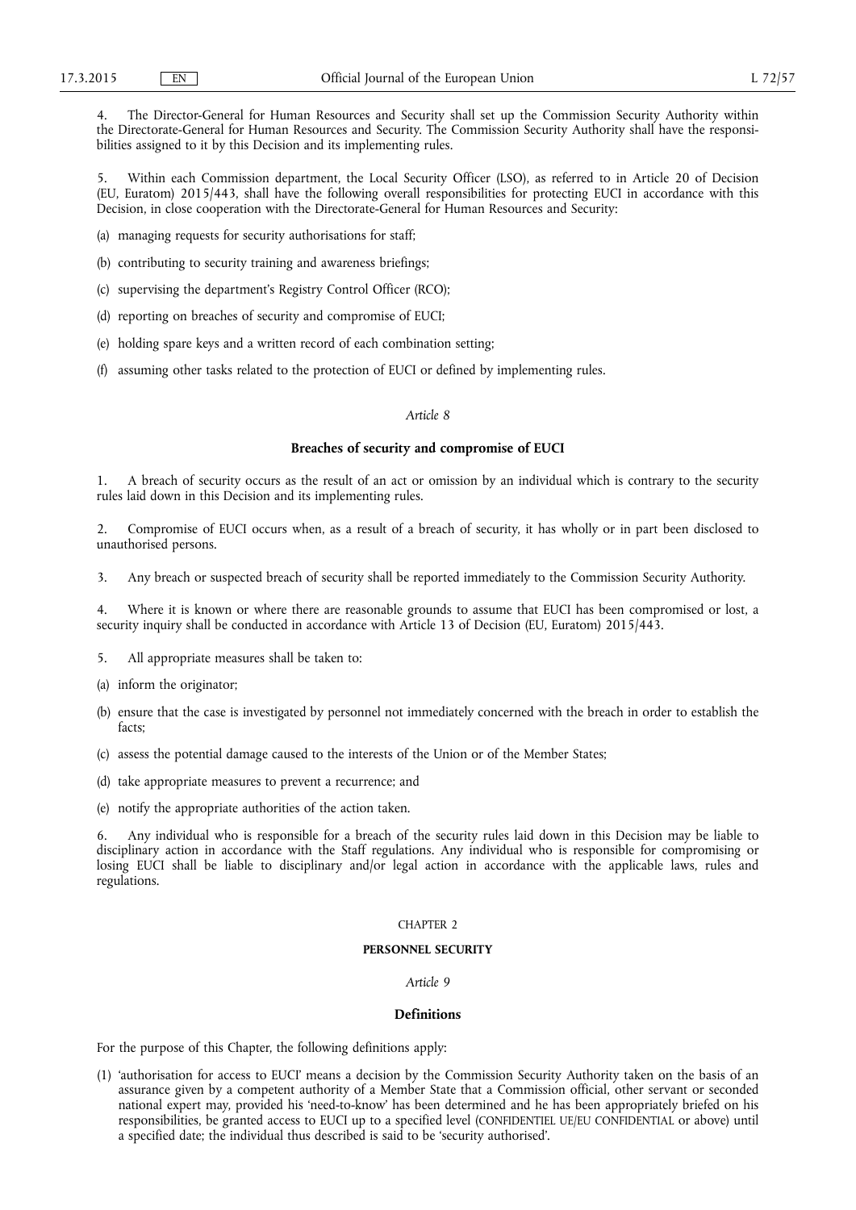4. The Director-General for Human Resources and Security shall set up the Commission Security Authority within the Directorate-General for Human Resources and Security. The Commission Security Authority shall have the responsibilities assigned to it by this Decision and its implementing rules.

5. Within each Commission department, the Local Security Officer (LSO), as referred to in Article 20 of Decision (EU, Euratom) 2015/443, shall have the following overall responsibilities for protecting EUCI in accordance with this Decision, in close cooperation with the Directorate-General for Human Resources and Security:

(a) managing requests for security authorisations for staff;

(b) contributing to security training and awareness briefings;

(c) supervising the department's Registry Control Officer (RCO);

(d) reporting on breaches of security and compromise of EUCI;

(e) holding spare keys and a written record of each combination setting;

(f) assuming other tasks related to the protection of EUCI or defined by implementing rules.

*Article 8*

**Breaches of security and compromise of EUCI**

1. A breach of security occurs as the result of an act or omission by an individual which is contrary to the security rules laid down in this Decision and its implementing rules.

2. Compromise of EUCI occurs when, as a result of a breach of security, it has wholly or in part been disclosed to unauthorised persons.

3. Any breach or suspected breach of security shall be reported immediately to the Commission Security Authority.

4. Where it is known or where there are reasonable grounds to assume that EUCI has been compromised or lost, a security inquiry shall be conducted in accordance with Article 13 of Decision (EU, Euratom) 2015/443.

5. All appropriate measures shall be taken to:

(a) inform the originator;

(b) ensure that the case is investigated by personnel not immediately concerned with the breach in order to establish the facts;

(c) assess the potential damage caused to the interests of the Union or of the Member States;

(d) take appropriate measures to prevent a recurrence; and

(e) notify the appropriate authorities of the action taken.

6. Any individual who is responsible for a breach of the security rules laid down in this Decision may be liable to disciplinary action in accordance with the Staff regulations. Any individual who is responsible for compromising or losing EUCI shall be liable to disciplinary and/or legal action in accordance with the applicable laws, rules and regulations.

CHAPTER 2

**PERSONNEL SECURITY**

*Article 9*

**Definitions**

For the purpose of this Chapter, the following definitions apply:

(1) 'authorisation for access to EUCI' means a decision by the Commission Security Authority taken on the basis of an assurance given by a competent authority of a Member State that a Commission official, other servant or seconded national expert may, provided his 'need-to-know' has been determined and he has been appropriately briefed on his responsibilities, be granted access to EUCI up to a specified level (CONFIDENTIEL UE/EU CONFIDENTIAL or above) until a specified date; the individual thus described is said to be 'security authorised'.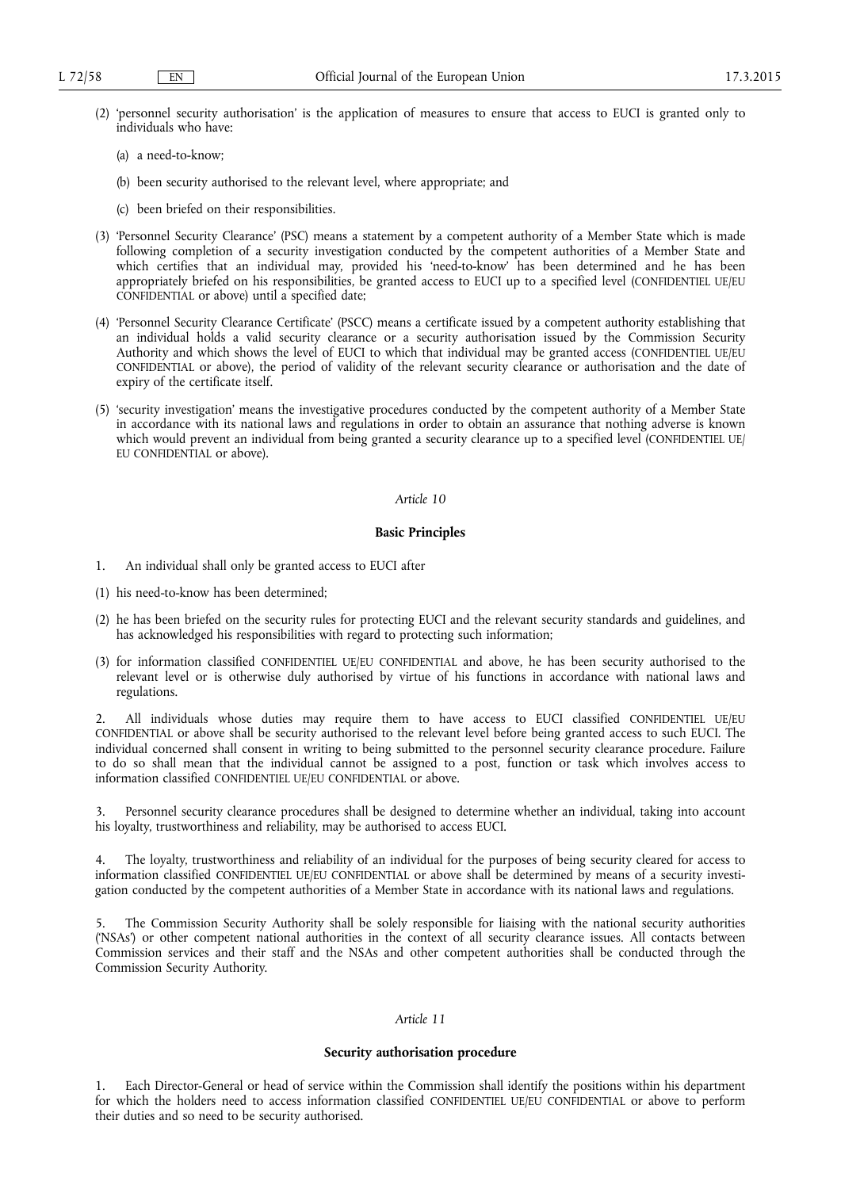(2) 'personnel security authorisation' is the application of measures to ensure that access to EUCI is granted only to individuals who have:

(a) a need-to-know;

(b) been security authorised to the relevant level, where appropriate; and

(c) been briefed on their responsibilities.

(3) 'Personnel Security Clearance' (PSC) means a statement by a competent authority of a Member State which is made following completion of a security investigation conducted by the competent authorities of a Member State and which certifies that an individual may, provided his 'need-to-know' has been determined and he has been appropriately briefed on his responsibilities, be granted access to EUCI up to a specified level (CONFIDENTIEL UE/EU CONFIDENTIAL or above) until a specified date;

(4) 'Personnel Security Clearance Certificate' (PSCC) means a certificate issued by a competent authority establishing that an individual holds a valid security clearance or a security authorisation issued by the Commission Security Authority and which shows the level of EUCI to which that individual may be granted access (CONFIDENTIEL UE/EU CONFIDENTIAL or above), the period of validity of the relevant security clearance or authorisation and the date of expiry of the certificate itself.

(5) 'security investigation' means the investigative procedures conducted by the competent authority of a Member State in accordance with its national laws and regulations in order to obtain an assurance that nothing adverse is known which would prevent an individual from being granted a security clearance up to a specified level (CONFIDENTIEL UE/EU CONFIDENTIAL or above).

*Article 10*

**Basic Principles**

1. An individual shall only be granted access to EUCI after

(1) his need-to-know has been determined;

(2) he has been briefed on the security rules for protecting EUCI and the relevant security standards and guidelines, and has acknowledged his responsibilities with regard to protecting such information;

(3) for information classified CONFIDENTIEL UE/EU CONFIDENTIAL and above, he has been security authorised to the relevant level or is otherwise duly authorised by virtue of his functions in accordance with national laws and regulations.

2. All individuals whose duties may require them to have access to EUCI classified CONFIDENTIEL UE/EU CONFIDENTIAL or above shall be security authorised to the relevant level before being granted access to such EUCI. The individual concerned shall consent in writing to being submitted to the personnel security clearance procedure. Failure to do so shall mean that the individual cannot be assigned to a post, function or task which involves access to information classified CONFIDENTIEL UE/EU CONFIDENTIAL or above.

3. Personnel security clearance procedures shall be designed to determine whether an individual, taking into account his loyalty, trustworthiness and reliability, may be authorised to access EUCI.

4. The loyalty, trustworthiness and reliability of an individual for the purposes of being security cleared for access to information classified CONFIDENTIEL UE/EU CONFIDENTIAL or above shall be determined by means of a security investigation conducted by the competent authorities of a Member State in accordance with its national laws and regulations.

5. The Commission Security Authority shall be solely responsible for liaising with the national security authorities ('NSAs') or other competent national authorities in the context of all security clearance issues. All contacts between Commission services and their staff and the NSAs and other competent authorities shall be conducted through the Commission Security Authority.

*Article 11*

**Security authorisation procedure**

1. Each Director-General or head of service within the Commission shall identify the positions within his department for which the holders need to access information classified CONFIDENTIEL UE/EU CONFIDENTIAL or above to perform their duties and so need to be security authorised.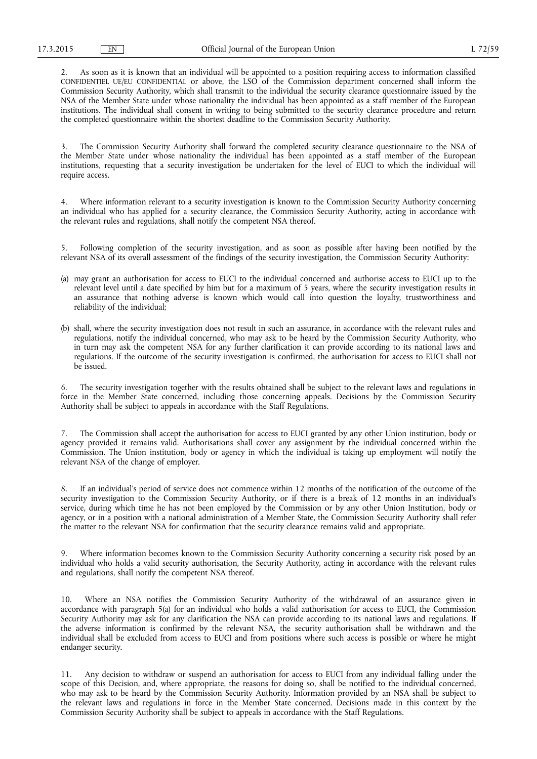2. As soon as it is known that an individual will be appointed to a position requiring access to information classified CONFIDENTIEL UE/EU CONFIDENTIAL or above, the LSO of the Commission department concerned shall inform the Commission Security Authority, which shall transmit to the individual the security clearance questionnaire issued by the NSA of the Member State under whose nationality the individual has been appointed as a staff member of the European institutions. The individual shall consent in writing to being submitted to the security clearance procedure and return the completed questionnaire within the shortest deadline to the Commission Security Authority.

3. The Commission Security Authority shall forward the completed security clearance questionnaire to the NSA of the Member State under whose nationality the individual has been appointed as a staff member of the European institutions, requesting that a security investigation be undertaken for the level of EUCI to which the individual will require access.

4. Where information relevant to a security investigation is known to the Commission Security Authority concerning an individual who has applied for a security clearance, the Commission Security Authority, acting in accordance with the relevant rules and regulations, shall notify the competent NSA thereof.

5. Following completion of the security investigation, and as soon as possible after having been notified by the relevant NSA of its overall assessment of the findings of the security investigation, the Commission Security Authority:

(a) may grant an authorisation for access to EUCI to the individual concerned and authorise access to EUCI up to the relevant level until a date specified by him but for a maximum of 5 years, where the security investigation results in an assurance that nothing adverse is known which would call into question the loyalty, trustworthiness and reliability of the individual;

(b) shall, where the security investigation does not result in such an assurance, in accordance with the relevant rules and regulations, notify the individual concerned, who may ask to be heard by the Commission Security Authority, who in turn may ask the competent NSA for any further clarification it can provide according to its national laws and regulations. If the outcome of the security investigation is confirmed, the authorisation for access to EUCI shall not be issued.

6. The security investigation together with the results obtained shall be subject to the relevant laws and regulations in force in the Member State concerned, including those concerning appeals. Decisions by the Commission Security Authority shall be subject to appeals in accordance with the Staff Regulations.

7. The Commission shall accept the authorisation for access to EUCI granted by any other Union institution, body or agency provided it remains valid. Authorisations shall cover any assignment by the individual concerned within the Commission. The Union institution, body or agency in which the individual is taking up employment will notify the relevant NSA of the change of employer.

8. If an individual's period of service does not commence within 12 months of the notification of the outcome of the security investigation to the Commission Security Authority, or if there is a break of 12 months in an individual's service, during which time he has not been employed by the Commission or by any other Union Institution, body or agency, or in a position with a national administration of a Member State, the Commission Security Authority shall refer the matter to the relevant NSA for confirmation that the security clearance remains valid and appropriate.

9. Where information becomes known to the Commission Security Authority concerning a security risk posed by an individual who holds a valid security authorisation, the Security Authority, acting in accordance with the relevant rules and regulations, shall notify the competent NSA thereof.

10. Where an NSA notifies the Commission Security Authority of the withdrawal of an assurance given in accordance with paragraph 5(a) for an individual who holds a valid authorisation for access to EUCI, the Commission Security Authority may ask for any clarification the NSA can provide according to its national laws and regulations. If the adverse information is confirmed by the relevant NSA, the security authorisation shall be withdrawn and the individual shall be excluded from access to EUCI and from positions where such access is possible or where he might endanger security.

11. Any decision to withdraw or suspend an authorisation for access to EUCI from any individual falling under the scope of this Decision, and, where appropriate, the reasons for doing so, shall be notified to the individual concerned, who may ask to be heard by the Commission Security Authority. Information provided by an NSA shall be subject to the relevant laws and regulations in force in the Member State concerned. Decisions made in this context by the Commission Security Authority shall be subject to appeals in accordance with the Staff Regulations.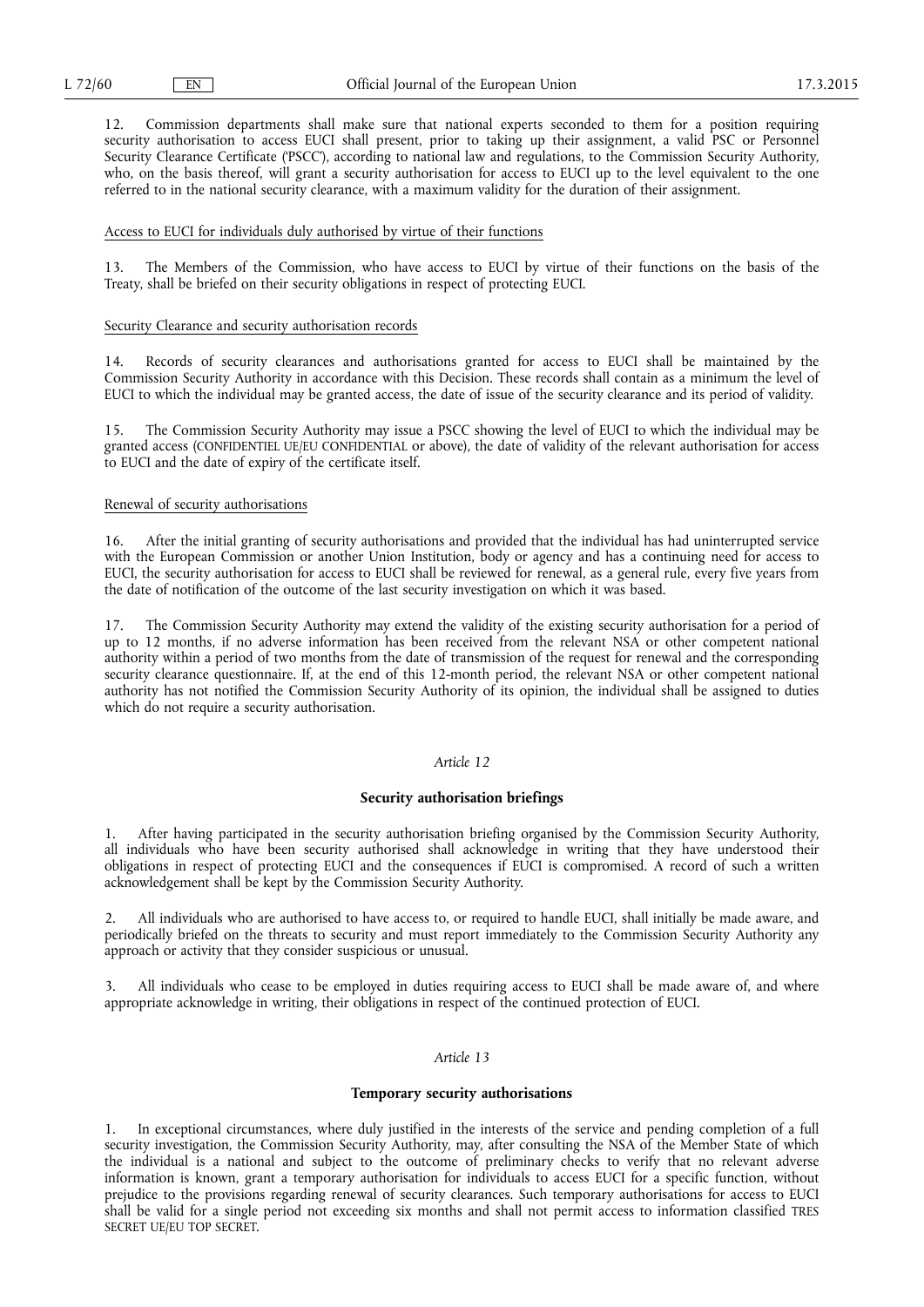12. Commission departments shall make sure that national experts seconded to them for a position requiring security authorisation to access EUCI shall present, prior to taking up their assignment, a valid PSC or Personnel Security Clearance Certificate ('PSCC'), according to national law and regulations, to the Commission Security Authority, who, on the basis thereof, will grant a security authorisation for access to EUCI up to the level equivalent to the one referred to in the national security clearance, with a maximum validity for the duration of their assignment.

Access to EUCI for individuals duly authorised by virtue of their functions

13. The Members of the Commission, who have access to EUCI by virtue of their functions on the basis of the Treaty, shall be briefed on their security obligations in respect of protecting EUCI.

Security Clearance and security authorisation records

14. Records of security clearances and authorisations granted for access to EUCI shall be maintained by the Commission Security Authority in accordance with this Decision. These records shall contain as a minimum the level of EUCI to which the individual may be granted access, the date of issue of the security clearance and its period of validity.

15. The Commission Security Authority may issue a PSCC showing the level of EUCI to which the individual may be granted access (CONFIDENTIEL UE/EU CONFIDENTIAL or above), the date of validity of the relevant authorisation for access to EUCI and the date of expiry of the certificate itself.

Renewal of security authorisations

16. After the initial granting of security authorisations and provided that the individual has had uninterrupted service with the European Commission or another Union Institution, body or agency and has a continuing need for access to EUCI, the security authorisation for access to EUCI shall be reviewed for renewal, as a general rule, every five years from the date of notification of the outcome of the last security investigation on which it was based.

17. The Commission Security Authority may extend the validity of the existing security authorisation for a period of up to 12 months, if no adverse information has been received from the relevant NSA or other competent national authority within a period of two months from the date of transmission of the request for renewal and the corresponding security clearance questionnaire. If, at the end of this 12-month period, the relevant NSA or other competent national authority has not notified the Commission Security Authority of its opinion, the individual shall be assigned to duties which do not require a security authorisation.

*Article 12*

**Security authorisation briefings**

1. After having participated in the security authorisation briefing organised by the Commission Security Authority, all individuals who have been security authorised shall acknowledge in writing that they have understood their obligations in respect of protecting EUCI and the consequences if EUCI is compromised. A record of such a written acknowledgement shall be kept by the Commission Security Authority.

2. All individuals who are authorised to have access to, or required to handle EUCI, shall initially be made aware, and periodically briefed on the threats to security and must report immediately to the Commission Security Authority any approach or activity that they consider suspicious or unusual.

3. All individuals who cease to be employed in duties requiring access to EUCI shall be made aware of, and where appropriate acknowledge in writing, their obligations in respect of the continued protection of EUCI.

*Article 13*

**Temporary security authorisations**

1. In exceptional circumstances, where duly justified in the interests of the service and pending completion of a full security investigation, the Commission Security Authority, may, after consulting the NSA of the Member State of which the individual is a national and subject to the outcome of preliminary checks to verify that no relevant adverse information is known, grant a temporary authorisation for individuals to access EUCI for a specific function, without prejudice to the provisions regarding renewal of security clearances. Such temporary authorisations for access to EUCI shall be valid for a single period not exceeding six months and shall not permit access to information classified TRES SECRET UE/EU TOP SECRET.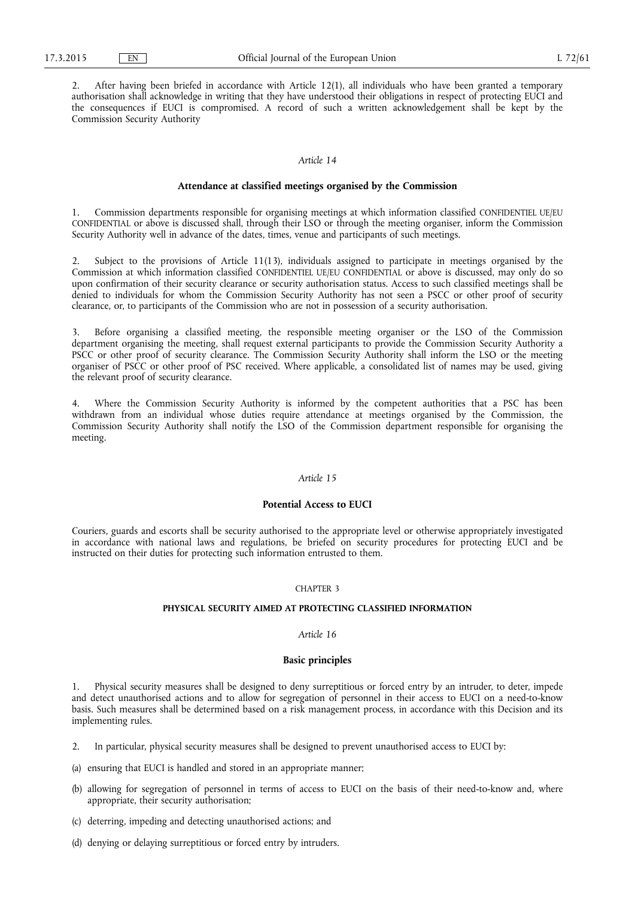2. After having been briefed in accordance with Article 12(1), all individuals who have been granted a temporary authorisation shall acknowledge in writing that they have understood their obligations in respect of protecting EUCI and the consequences if EUCI is compromised. A record of such a written acknowledgement shall be kept by the Commission Security Authority

*Article 14*

**Attendance at classified meetings organised by the Commission**

1. Commission departments responsible for organising meetings at which information classified CONFIDENTIEL UE/EU CONFIDENTIAL or above is discussed shall, through their LSO or through the meeting organiser, inform the Commission Security Authority well in advance of the dates, times, venue and participants of such meetings.

2. Subject to the provisions of Article 11(13), individuals assigned to participate in meetings organised by the Commission at which information classified CONFIDENTIEL UE/EU CONFIDENTIAL or above is discussed, may only do so upon confirmation of their security clearance or security authorisation status. Access to such classified meetings shall be denied to individuals for whom the Commission Security Authority has not seen a PSCC or other proof of security clearance, or, to participants of the Commission who are not in possession of a security authorisation.

3. Before organising a classified meeting, the responsible meeting organiser or the LSO of the Commission department organising the meeting, shall request external participants to provide the Commission Security Authority a PSCC or other proof of security clearance. The Commission Security Authority shall inform the LSO or the meeting organiser of PSCC or other proof of PSC received. Where applicable, a consolidated list of names may be used, giving the relevant proof of security clearance.

4. Where the Commission Security Authority is informed by the competent authorities that a PSC has been withdrawn from an individual whose duties require attendance at meetings organised by the Commission, the Commission Security Authority shall notify the LSO of the Commission department responsible for organising the meeting.

*Article 15*

**Potential Access to EUCI**

Couriers, guards and escorts shall be security authorised to the appropriate level or otherwise appropriately investigated in accordance with national laws and regulations, be briefed on security procedures for protecting EUCI and be instructed on their duties for protecting such information entrusted to them.

CHAPTER 3

**PHYSICAL SECURITY AIMED AT PROTECTING CLASSIFIED INFORMATION**

*Article 16*

**Basic principles**

1. Physical security measures shall be designed to deny surreptitious or forced entry by an intruder, to deter, impede and detect unauthorised actions and to allow for segregation of personnel in their access to EUCI on a need-to-know basis. Such measures shall be determined based on a risk management process, in accordance with this Decision and its implementing rules.

2. In particular, physical security measures shall be designed to prevent unauthorised access to EUCI by:

(a) ensuring that EUCI is handled and stored in an appropriate manner;

(b) allowing for segregation of personnel in terms of access to EUCI on the basis of their need-to-know and, where appropriate, their security authorisation;

(c) deterring, impeding and detecting unauthorised actions; and

(d) denying or delaying surreptitious or forced entry by intruders.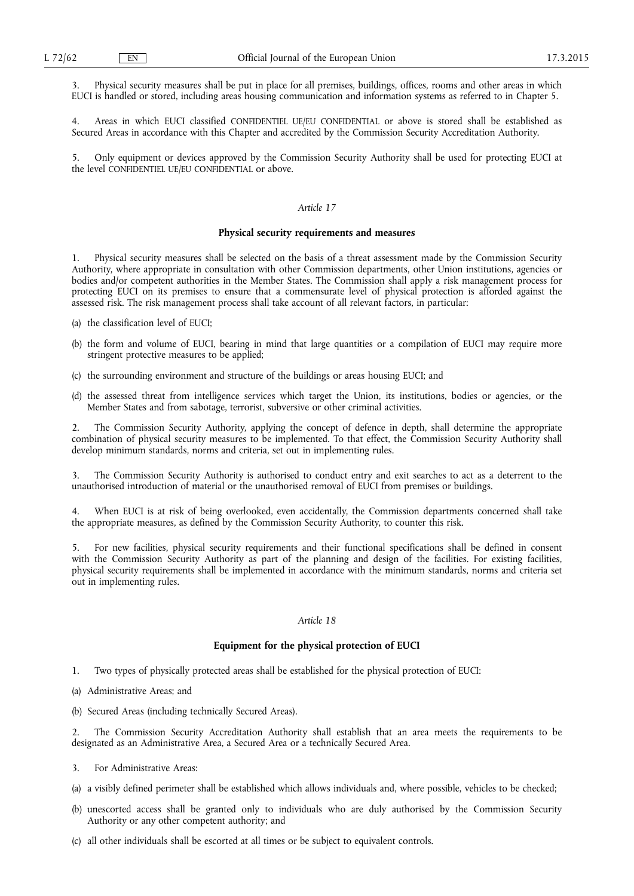3. Physical security measures shall be put in place for all premises, buildings, offices, rooms and other areas in which EUCI is handled or stored, including areas housing communication and information systems as referred to in Chapter 5.

4. Areas in which EUCI classified CONFIDENTIEL UE/EU CONFIDENTIAL or above is stored shall be established as Secured Areas in accordance with this Chapter and accredited by the Commission Security Accreditation Authority.

5. Only equipment or devices approved by the Commission Security Authority shall be used for protecting EUCI at the level CONFIDENTIEL UE/EU CONFIDENTIAL or above.

*Article 17*

**Physical security requirements and measures**

1. Physical security measures shall be selected on the basis of a threat assessment made by the Commission Security Authority, where appropriate in consultation with other Commission departments, other Union institutions, agencies or bodies and/or competent authorities in the Member States. The Commission shall apply a risk management process for protecting EUCI on its premises to ensure that a commensurate level of physical protection is afforded against the assessed risk. The risk management process shall take account of all relevant factors, in particular:

(a) the classification level of EUCI;

(b) the form and volume of EUCI, bearing in mind that large quantities or a compilation of EUCI may require more stringent protective measures to be applied;

(c) the surrounding environment and structure of the buildings or areas housing EUCI; and

(d) the assessed threat from intelligence services which target the Union, its institutions, bodies or agencies, or the Member States and from sabotage, terrorist, subversive or other criminal activities.

2. The Commission Security Authority, applying the concept of defence in depth, shall determine the appropriate combination of physical security measures to be implemented. To that effect, the Commission Security Authority shall develop minimum standards, norms and criteria, set out in implementing rules.

3. The Commission Security Authority is authorised to conduct entry and exit searches to act as a deterrent to the unauthorised introduction of material or the unauthorised removal of EUCI from premises or buildings.

4. When EUCI is at risk of being overlooked, even accidentally, the Commission departments concerned shall take the appropriate measures, as defined by the Commission Security Authority, to counter this risk.

5. For new facilities, physical security requirements and their functional specifications shall be defined in consent with the Commission Security Authority as part of the planning and design of the facilities. For existing facilities, physical security requirements shall be implemented in accordance with the minimum standards, norms and criteria set out in implementing rules.

*Article 18*

**Equipment for the physical protection of EUCI**

1. Two types of physically protected areas shall be established for the physical protection of EUCI:

(a) Administrative Areas; and

(b) Secured Areas (including technically Secured Areas).

2. The Commission Security Accreditation Authority shall establish that an area meets the requirements to be designated as an Administrative Area, a Secured Area or a technically Secured Area.

3. For Administrative Areas:

(a) a visibly defined perimeter shall be established which allows individuals and, where possible, vehicles to be checked;

(b) unescorted access shall be granted only to individuals who are duly authorised by the Commission Security Authority or any other competent authority; and

(c) all other individuals shall be escorted at all times or be subject to equivalent controls.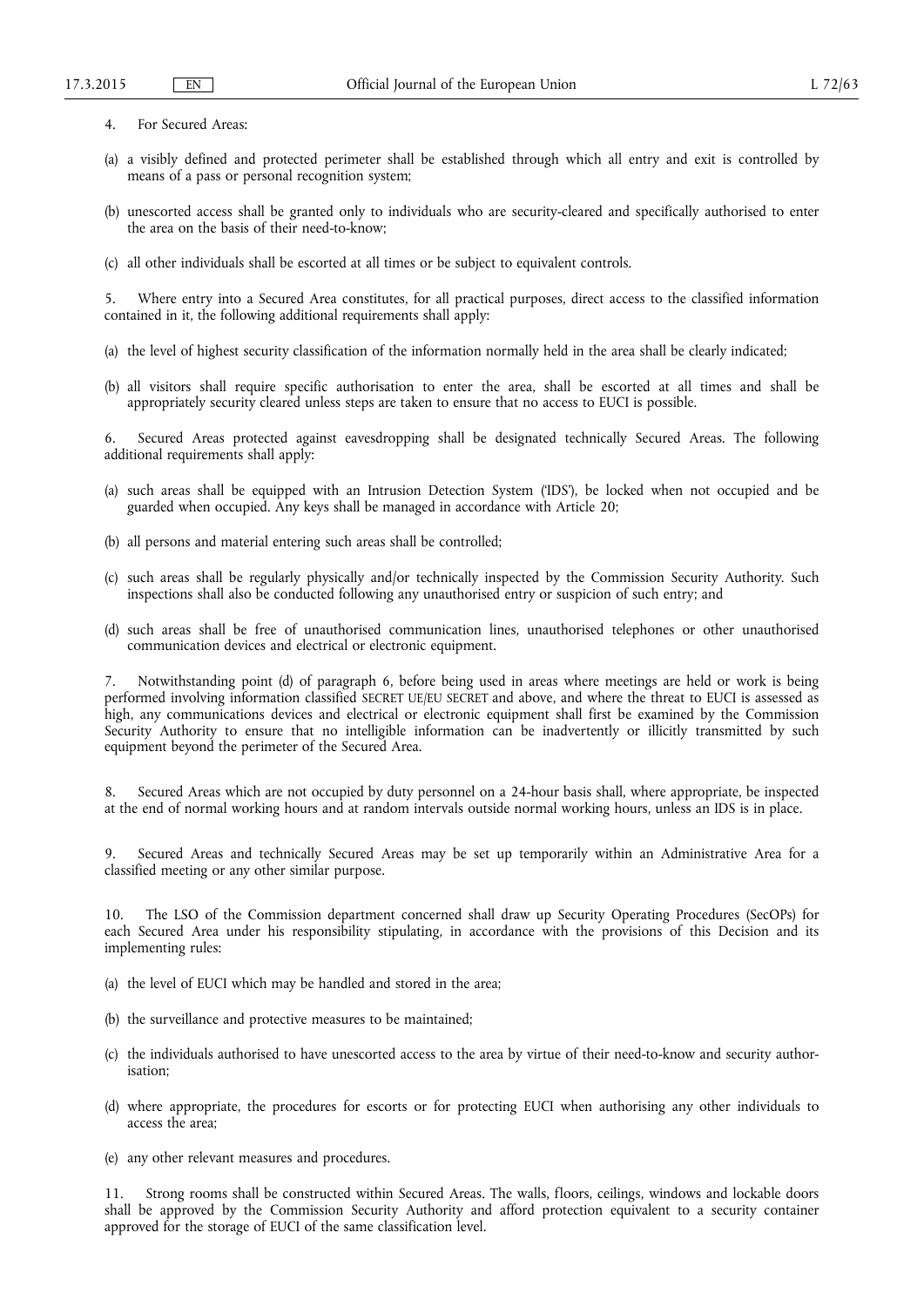4. For Secured Areas:

(a) a visibly defined and protected perimeter shall be established through which all entry and exit is controlled by means of a pass or personal recognition system;

(b) unescorted access shall be granted only to individuals who are security-cleared and specifically authorised to enter the area on the basis of their need-to-know;

(c) all other individuals shall be escorted at all times or be subject to equivalent controls.

5. Where entry into a Secured Area constitutes, for all practical purposes, direct access to the classified information contained in it, the following additional requirements shall apply:

(a) the level of highest security classification of the information normally held in the area shall be clearly indicated;

(b) all visitors shall require specific authorisation to enter the area, shall be escorted at all times and shall be appropriately security cleared unless steps are taken to ensure that no access to EUCI is possible.

6. Secured Areas protected against eavesdropping shall be designated technically Secured Areas. The following additional requirements shall apply:

(a) such areas shall be equipped with an Intrusion Detection System ('IDS'), be locked when not occupied and be guarded when occupied. Any keys shall be managed in accordance with Article 20;

(b) all persons and material entering such areas shall be controlled;

(c) such areas shall be regularly physically and/or technically inspected by the Commission Security Authority. Such inspections shall also be conducted following any unauthorised entry or suspicion of such entry; and

(d) such areas shall be free of unauthorised communication lines, unauthorised telephones or other unauthorised communication devices and electrical or electronic equipment.

7. Notwithstanding point (d) of paragraph 6, before being used in areas where meetings are held or work is being performed involving information classified SECRET UE/EU SECRET and above, and where the threat to EUCI is assessed as high, any communications devices and electrical or electronic equipment shall first be examined by the Commission Security Authority to ensure that no intelligible information can be inadvertently or illicitly transmitted by such equipment beyond the perimeter of the Secured Area.

8. Secured Areas which are not occupied by duty personnel on a 24-hour basis shall, where appropriate, be inspected at the end of normal working hours and at random intervals outside normal working hours, unless an IDS is in place.

9. Secured Areas and technically Secured Areas may be set up temporarily within an Administrative Area for a classified meeting or any other similar purpose.

10. The LSO of the Commission department concerned shall draw up Security Operating Procedures (SecOPs) for each Secured Area under his responsibility stipulating, in accordance with the provisions of this Decision and its implementing rules:

(a) the level of EUCI which may be handled and stored in the area;

(b) the surveillance and protective measures to be maintained;

(c) the individuals authorised to have unescorted access to the area by virtue of their need-to-know and security authorisation;

(d) where appropriate, the procedures for escorts or for protecting EUCI when authorising any other individuals to access the area;

(e) any other relevant measures and procedures.

11. Strong rooms shall be constructed within Secured Areas. The walls, floors, ceilings, windows and lockable doors shall be approved by the Commission Security Authority and afford protection equivalent to a security container approved for the storage of EUCI of the same classification level.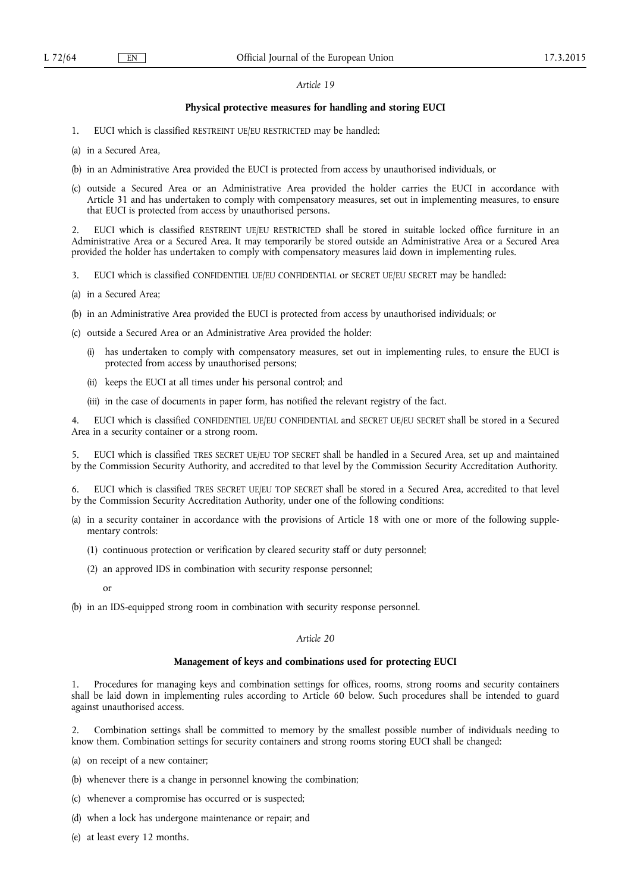*Article 19*

**Physical protective measures for handling and storing EUCI**

1. EUCI which is classified RESTREINT UE/EU RESTRICTED may be handled:

(a) in a Secured Area,

(b) in an Administrative Area provided the EUCI is protected from access by unauthorised individuals, or

(c) outside a Secured Area or an Administrative Area provided the holder carries the EUCI in accordance with Article 31 and has undertaken to comply with compensatory measures, set out in implementing measures, to ensure that EUCI is protected from access by unauthorised persons.

2. EUCI which is classified RESTREINT UE/EU RESTRICTED shall be stored in suitable locked office furniture in an Administrative Area or a Secured Area. It may temporarily be stored outside an Administrative Area or a Secured Area provided the holder has undertaken to comply with compensatory measures laid down in implementing rules.

3. EUCI which is classified CONFIDENTIEL UE/EU CONFIDENTIAL or SECRET UE/EU SECRET may be handled:

(a) in a Secured Area;

(b) in an Administrative Area provided the EUCI is protected from access by unauthorised individuals; or

(c) outside a Secured Area or an Administrative Area provided the holder:

(i) has undertaken to comply with compensatory measures, set out in implementing rules, to ensure the EUCI is protected from access by unauthorised persons;

(ii) keeps the EUCI at all times under his personal control; and

(iii) in the case of documents in paper form, has notified the relevant registry of the fact.

4. EUCI which is classified CONFIDENTIEL UE/EU CONFIDENTIAL and SECRET UE/EU SECRET shall be stored in a Secured Area in a security container or a strong room.

5. EUCI which is classified TRES SECRET UE/EU TOP SECRET shall be handled in a Secured Area, set up and maintained by the Commission Security Authority, and accredited to that level by the Commission Security Accreditation Authority.

6. EUCI which is classified TRES SECRET UE/EU TOP SECRET shall be stored in a Secured Area, accredited to that level by the Commission Security Accreditation Authority, under one of the following conditions:

(a) in a security container in accordance with the provisions of Article 18 with one or more of the following supplementary controls:

(1) continuous protection or verification by cleared security staff or duty personnel;

(2) an approved IDS in combination with security response personnel;

or

(b) in an IDS-equipped strong room in combination with security response personnel.

*Article 20*

**Management of keys and combinations used for protecting EUCI**

1. Procedures for managing keys and combination settings for offices, rooms, strong rooms and security containers shall be laid down in implementing rules according to Article 60 below. Such procedures shall be intended to guard against unauthorised access.

2. Combination settings shall be committed to memory by the smallest possible number of individuals needing to know them. Combination settings for security containers and strong rooms storing EUCI shall be changed:

(a) on receipt of a new container;

(b) whenever there is a change in personnel knowing the combination;

(c) whenever a compromise has occurred or is suspected;

(d) when a lock has undergone maintenance or repair; and

(e) at least every 12 months.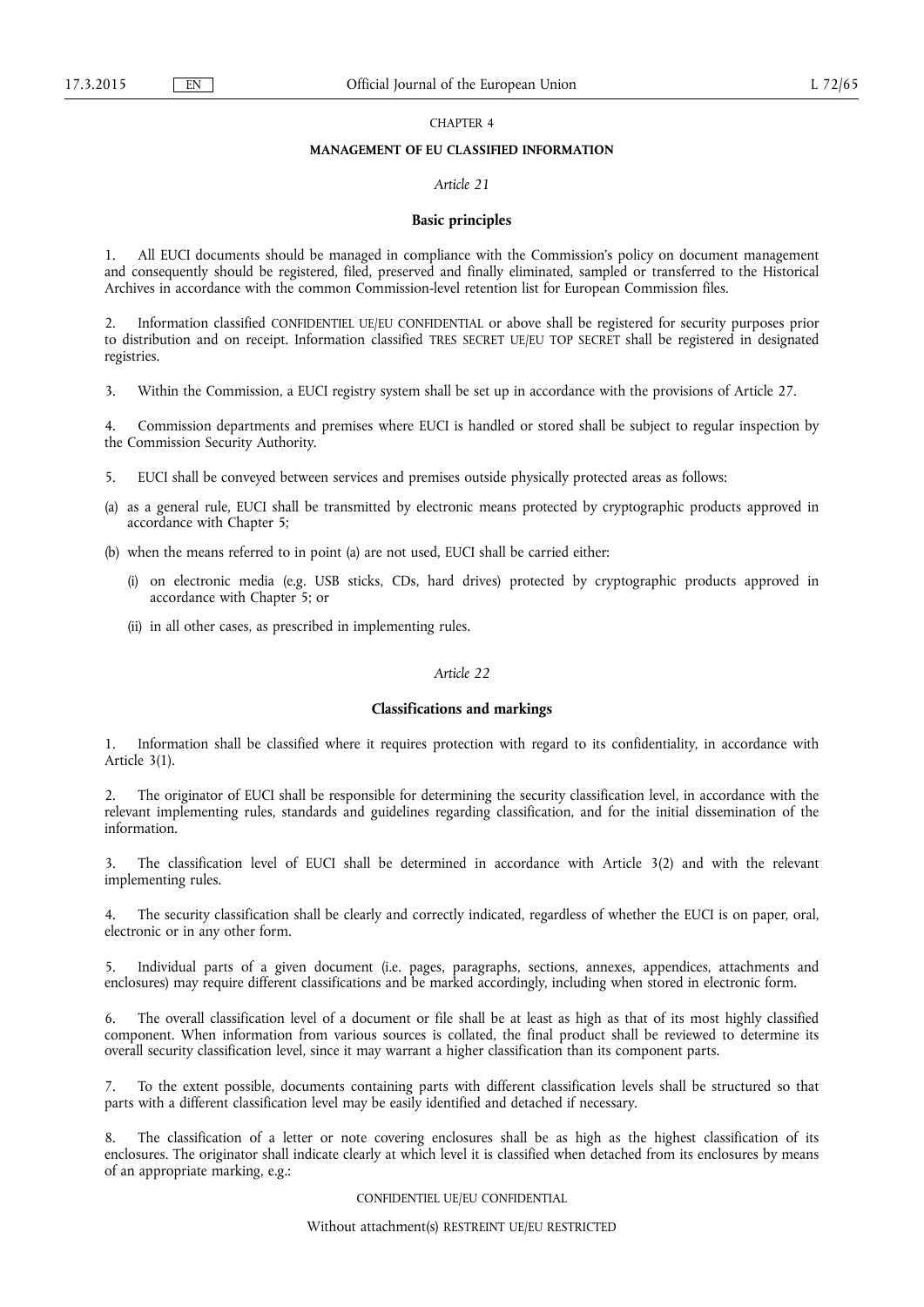CHAPTER 4

## MANAGEMENT OF EU CLASSIFIED INFORMATION

*Article 21*

### Basic principles

1. All EUCI documents should be managed in compliance with the Commission's policy on document management and consequently should be registered, filed, preserved and finally eliminated, sampled or transferred to the Historical Archives in accordance with the common Commission-level retention list for European Commission files.

2. Information classified CONFIDENTIEL UE/EU CONFIDENTIAL or above shall be registered for security purposes prior to distribution and on receipt. Information classified TRES SECRET UE/EU TOP SECRET shall be registered in designated registries.

3. Within the Commission, a EUCI registry system shall be set up in accordance with the provisions of Article 27.

4. Commission departments and premises where EUCI is handled or stored shall be subject to regular inspection by the Commission Security Authority.

5. EUCI shall be conveyed between services and premises outside physically protected areas as follows:

(a) as a general rule, EUCI shall be transmitted by electronic means protected by cryptographic products approved in accordance with Chapter 5;

(b) when the means referred to in point (a) are not used, EUCI shall be carried either:

   (i) on electronic media (e.g. USB sticks, CDs, hard drives) protected by cryptographic products approved in accordance with Chapter 5; or

   (ii) in all other cases, as prescribed in implementing rules.

*Article 22*

### Classifications and markings

1. Information shall be classified where it requires protection with regard to its confidentiality, in accordance with Article 3(1).

2. The originator of EUCI shall be responsible for determining the security classification level, in accordance with the relevant implementing rules, standards and guidelines regarding classification, and for the initial dissemination of the information.

3. The classification level of EUCI shall be determined in accordance with Article 3(2) and with the relevant implementing rules.

4. The security classification shall be clearly and correctly indicated, regardless of whether the EUCI is on paper, oral, electronic or in any other form.

5. Individual parts of a given document (i.e. pages, paragraphs, sections, annexes, appendices, attachments and enclosures) may require different classifications and be marked accordingly, including when stored in electronic form.

6. The overall classification level of a document or file shall be at least as high as that of its most highly classified component. When information from various sources is collated, the final product shall be reviewed to determine its overall security classification level, since it may warrant a higher classification than its component parts.

7. To the extent possible, documents containing parts with different classification levels shall be structured so that parts with a different classification level may be easily identified and detached if necessary.

8. The classification of a letter or note covering enclosures shall be as high as the highest classification of its enclosures. The originator shall indicate clearly at which level it is classified when detached from its enclosures by means of an appropriate marking, e.g.:

CONFIDENTIEL UE/EU CONFIDENTIAL

Without attachment(s) RESTREINT UE/EU RESTRICTED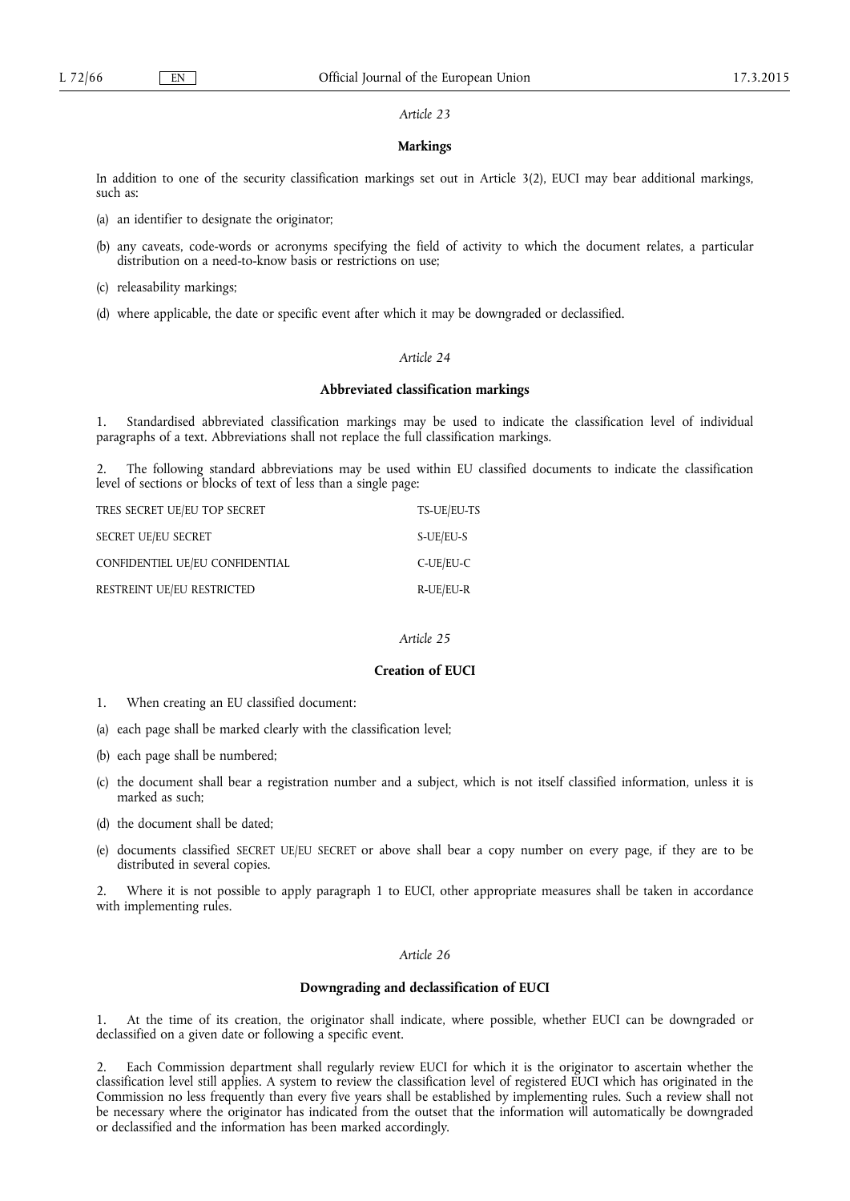*Article 23*

**Markings**

In addition to one of the security classification markings set out in Article 3(2), EUCI may bear additional markings, such as:

(a) an identifier to designate the originator;

(b) any caveats, code-words or acronyms specifying the field of activity to which the document relates, a particular distribution on a need-to-know basis or restrictions on use;

(c) releasability markings;

(d) where applicable, the date or specific event after which it may be downgraded or declassified.

*Article 24*

**Abbreviated classification markings**

1. Standardised abbreviated classification markings may be used to indicate the classification level of individual paragraphs of a text. Abbreviations shall not replace the full classification markings.

2. The following standard abbreviations may be used within EU classified documents to indicate the classification level of sections or blocks of text of less than a single page:

| | |
|---|---|
| TRES SECRET UE/EU TOP SECRET | TS-UE/EU-TS |
| SECRET UE/EU SECRET | S-UE/EU-S |
| CONFIDENTIEL UE/EU CONFIDENTIAL | C-UE/EU-C |
| RESTREINT UE/EU RESTRICTED | R-UE/EU-R |

*Article 25*

**Creation of EUCI**

1. When creating an EU classified document:

(a) each page shall be marked clearly with the classification level;

(b) each page shall be numbered;

(c) the document shall bear a registration number and a subject, which is not itself classified information, unless it is marked as such;

(d) the document shall be dated;

(e) documents classified SECRET UE/EU SECRET or above shall bear a copy number on every page, if they are to be distributed in several copies.

2. Where it is not possible to apply paragraph 1 to EUCI, other appropriate measures shall be taken in accordance with implementing rules.

*Article 26*

**Downgrading and declassification of EUCI**

1. At the time of its creation, the originator shall indicate, where possible, whether EUCI can be downgraded or declassified on a given date or following a specific event.

2. Each Commission department shall regularly review EUCI for which it is the originator to ascertain whether the classification level still applies. A system to review the classification level of registered EUCI which has originated in the Commission no less frequently than every five years shall be established by implementing rules. Such a review shall not be necessary where the originator has indicated from the outset that the information will automatically be downgraded or declassified and the information has been marked accordingly.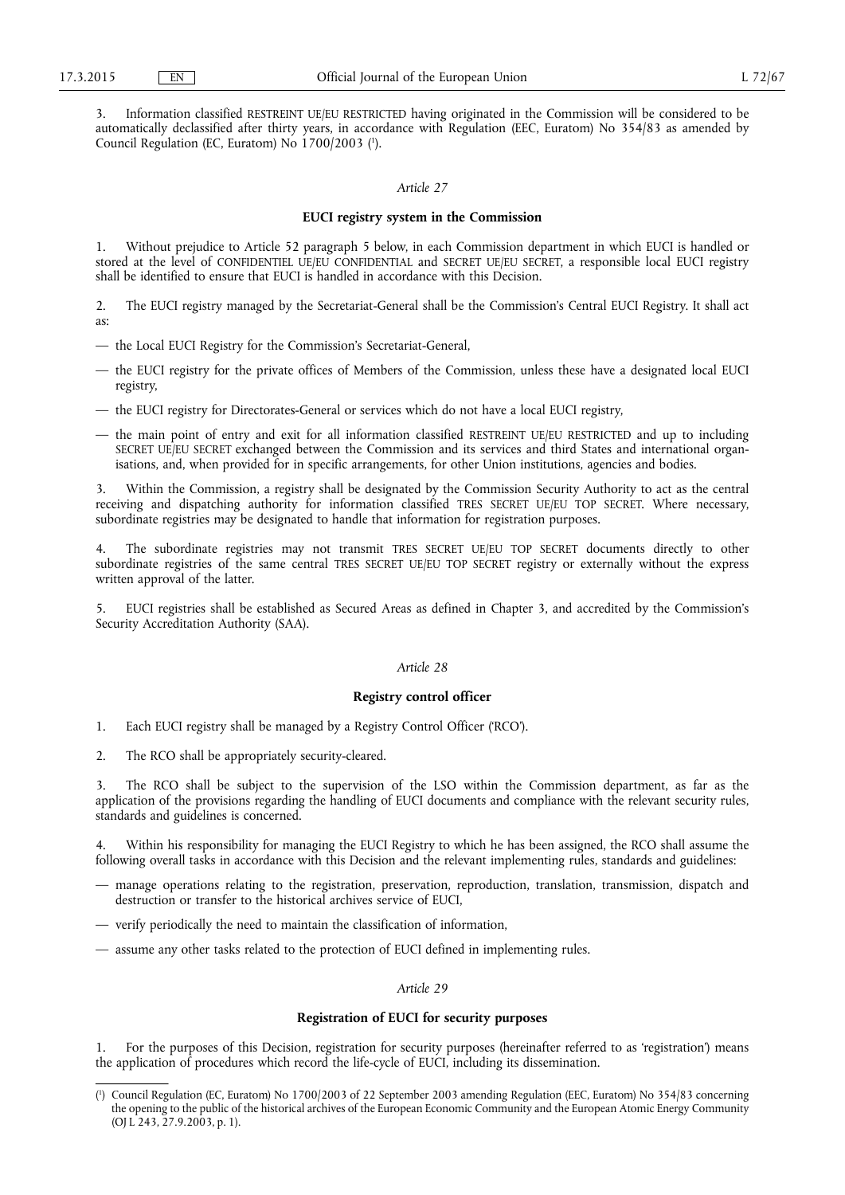3. Information classified RESTREINT UE/EU RESTRICTED having originated in the Commission will be considered to be automatically declassified after thirty years, in accordance with Regulation (EEC, Euratom) No 354/83 as amended by Council Regulation (EC, Euratom) No 1700/2003 [1].

*Article 27*

**EUCI registry system in the Commission**

1. Without prejudice to Article 52 paragraph 5 below, in each Commission department in which EUCI is handled or stored at the level of CONFIDENTIEL UE/EU CONFIDENTIAL and SECRET UE/EU SECRET, a responsible local EUCI registry shall be identified to ensure that EUCI is handled in accordance with this Decision.

2. The EUCI registry managed by the Secretariat-General shall be the Commission's Central EUCI Registry. It shall act as:

— the Local EUCI Registry for the Commission's Secretariat-General,

— the EUCI registry for the private offices of Members of the Commission, unless these have a designated local EUCI registry,

— the EUCI registry for Directorates-General or services which do not have a local EUCI registry,

— the main point of entry and exit for all information classified RESTREINT UE/EU RESTRICTED and up to including SECRET UE/EU SECRET exchanged between the Commission and its services and third States and international organisations, and, when provided for in specific arrangements, for other Union institutions, agencies and bodies.

3. Within the Commission, a registry shall be designated by the Commission Security Authority to act as the central receiving and dispatching authority for information classified TRES SECRET UE/EU TOP SECRET. Where necessary, subordinate registries may be designated to handle that information for registration purposes.

4. The subordinate registries may not transmit TRES SECRET UE/EU TOP SECRET documents directly to other subordinate registries of the same central TRES SECRET UE/EU TOP SECRET registry or externally without the express written approval of the latter.

5. EUCI registries shall be established as Secured Areas as defined in Chapter 3, and accredited by the Commission's Security Accreditation Authority (SAA).

*Article 28*

**Registry control officer**

1. Each EUCI registry shall be managed by a Registry Control Officer ('RCO').

2. The RCO shall be appropriately security-cleared.

3. The RCO shall be subject to the supervision of the LSO within the Commission department, as far as the application of the provisions regarding the handling of EUCI documents and compliance with the relevant security rules, standards and guidelines is concerned.

4. Within his responsibility for managing the EUCI Registry to which he has been assigned, the RCO shall assume the following overall tasks in accordance with this Decision and the relevant implementing rules, standards and guidelines:

— manage operations relating to the registration, preservation, reproduction, translation, transmission, dispatch and destruction or transfer to the historical archives service of EUCI,

— verify periodically the need to maintain the classification of information,

— assume any other tasks related to the protection of EUCI defined in implementing rules.

*Article 29*

**Registration of EUCI for security purposes**

1. For the purposes of this Decision, registration for security purposes (hereinafter referred to as 'registration') means the application of procedures which record the life-cycle of EUCI, including its dissemination.

---

[1] Council Regulation (EC, Euratom) No 1700/2003 of 22 September 2003 amending Regulation (EEC, Euratom) No 354/83 concerning the opening to the public of the historical archives of the European Economic Community and the European Atomic Energy Community (OJ L 243, 27.9.2003, p. 1).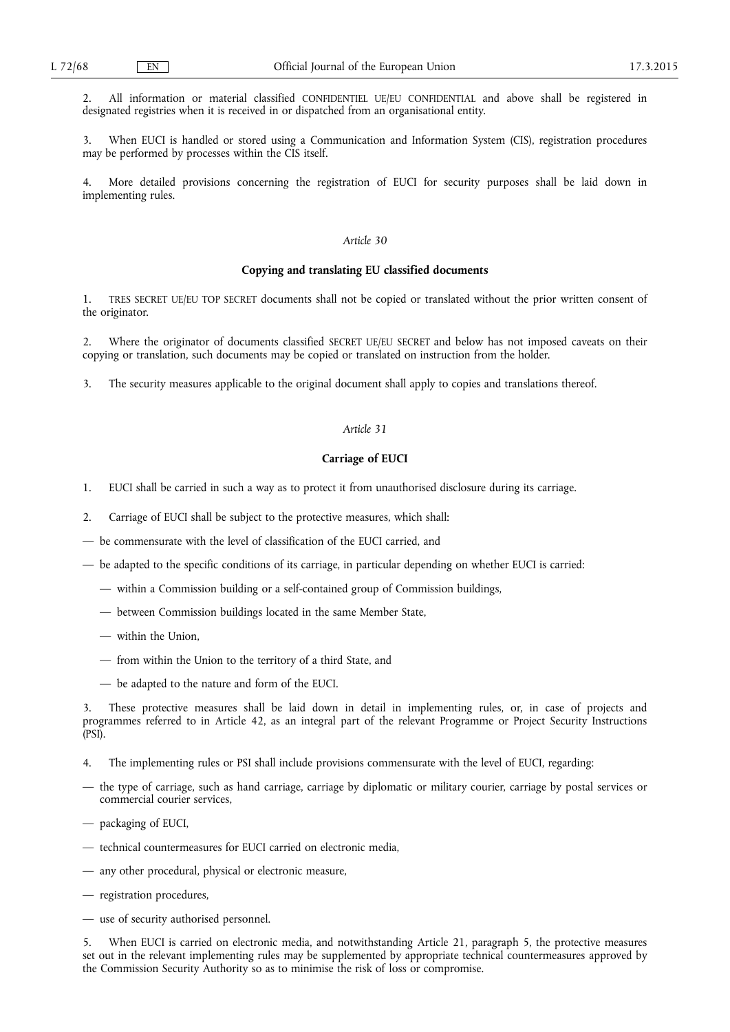2. All information or material classified CONFIDENTIEL UE/EU CONFIDENTIAL and above shall be registered in designated registries when it is received in or dispatched from an organisational entity.

3. When EUCI is handled or stored using a Communication and Information System (CIS), registration procedures may be performed by processes within the CIS itself.

4. More detailed provisions concerning the registration of EUCI for security purposes shall be laid down in implementing rules.

*Article 30*

**Copying and translating EU classified documents**

1. TRES SECRET UE/EU TOP SECRET documents shall not be copied or translated without the prior written consent of the originator.

2. Where the originator of documents classified SECRET UE/EU SECRET and below has not imposed caveats on their copying or translation, such documents may be copied or translated on instruction from the holder.

3. The security measures applicable to the original document shall apply to copies and translations thereof.

*Article 31*

**Carriage of EUCI**

1. EUCI shall be carried in such a way as to protect it from unauthorised disclosure during its carriage.

2. Carriage of EUCI shall be subject to the protective measures, which shall:

— be commensurate with the level of classification of the EUCI carried, and

— be adapted to the specific conditions of its carriage, in particular depending on whether EUCI is carried:

  — within a Commission building or a self-contained group of Commission buildings,

  — between Commission buildings located in the same Member State,

  — within the Union,

  — from within the Union to the territory of a third State, and

  — be adapted to the nature and form of the EUCI.

3. These protective measures shall be laid down in detail in implementing rules, or, in case of projects and programmes referred to in Article 42, as an integral part of the relevant Programme or Project Security Instructions (PSI).

4. The implementing rules or PSI shall include provisions commensurate with the level of EUCI, regarding:

— the type of carriage, such as hand carriage, carriage by diplomatic or military courier, carriage by postal services or commercial courier services,

— packaging of EUCI,

— technical countermeasures for EUCI carried on electronic media,

— any other procedural, physical or electronic measure,

— registration procedures,

— use of security authorised personnel.

5. When EUCI is carried on electronic media, and notwithstanding Article 21, paragraph 5, the protective measures set out in the relevant implementing rules may be supplemented by appropriate technical countermeasures approved by the Commission Security Authority so as to minimise the risk of loss or compromise.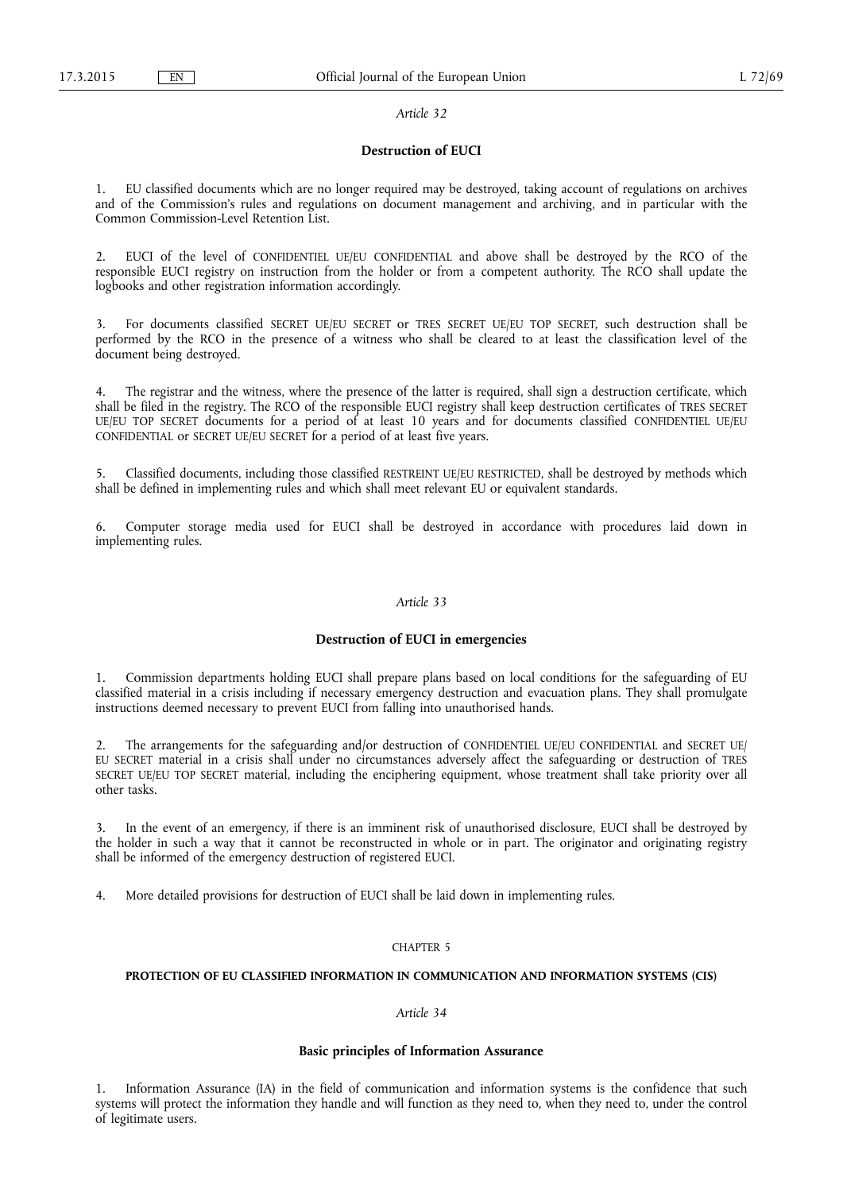*Article 32*

**Destruction of EUCI**

1. EU classified documents which are no longer required may be destroyed, taking account of regulations on archives and of the Commission's rules and regulations on document management and archiving, and in particular with the Common Commission-Level Retention List.

2. EUCI of the level of CONFIDENTIEL UE/EU CONFIDENTIAL and above shall be destroyed by the RCO of the responsible EUCI registry on instruction from the holder or from a competent authority. The RCO shall update the logbooks and other registration information accordingly.

3. For documents classified SECRET UE/EU SECRET or TRES SECRET UE/EU TOP SECRET, such destruction shall be performed by the RCO in the presence of a witness who shall be cleared to at least the classification level of the document being destroyed.

4. The registrar and the witness, where the presence of the latter is required, shall sign a destruction certificate, which shall be filed in the registry. The RCO of the responsible EUCI registry shall keep destruction certificates of TRES SECRET UE/EU TOP SECRET documents for a period of at least 10 years and for documents classified CONFIDENTIEL UE/EU CONFIDENTIAL or SECRET UE/EU SECRET for a period of at least five years.

5. Classified documents, including those classified RESTREINT UE/EU RESTRICTED, shall be destroyed by methods which shall be defined in implementing rules and which shall meet relevant EU or equivalent standards.

6. Computer storage media used for EUCI shall be destroyed in accordance with procedures laid down in implementing rules.

*Article 33*

**Destruction of EUCI in emergencies**

1. Commission departments holding EUCI shall prepare plans based on local conditions for the safeguarding of EU classified material in a crisis including if necessary emergency destruction and evacuation plans. They shall promulgate instructions deemed necessary to prevent EUCI from falling into unauthorised hands.

2. The arrangements for the safeguarding and/or destruction of CONFIDENTIEL UE/EU CONFIDENTIAL and SECRET UE/EU SECRET material in a crisis shall under no circumstances adversely affect the safeguarding or destruction of TRES SECRET UE/EU TOP SECRET material, including the enciphering equipment, whose treatment shall take priority over all other tasks.

3. In the event of an emergency, if there is an imminent risk of unauthorised disclosure, EUCI shall be destroyed by the holder in such a way that it cannot be reconstructed in whole or in part. The originator and originating registry shall be informed of the emergency destruction of registered EUCI.

4. More detailed provisions for destruction of EUCI shall be laid down in implementing rules.

CHAPTER 5

**PROTECTION OF EU CLASSIFIED INFORMATION IN COMMUNICATION AND INFORMATION SYSTEMS (CIS)**

*Article 34*

**Basic principles of Information Assurance**

1. Information Assurance (IA) in the field of communication and information systems is the confidence that such systems will protect the information they handle and will function as they need to, when they need to, under the control of legitimate users.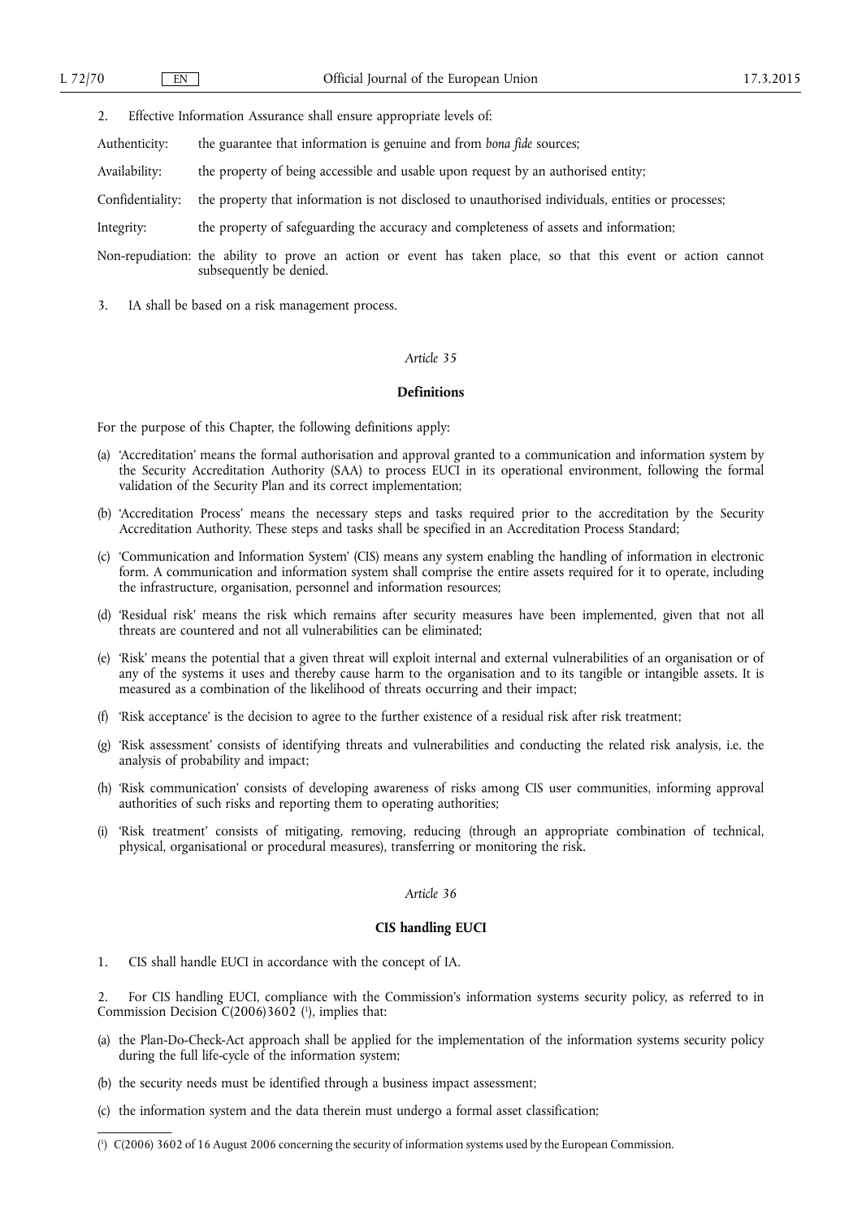2. Effective Information Assurance shall ensure appropriate levels of:

Authenticity: the guarantee that information is genuine and from *bona fide* sources;

Availability: the property of being accessible and usable upon request by an authorised entity;

Confidentiality: the property that information is not disclosed to unauthorised individuals, entities or processes;

Integrity: the property of safeguarding the accuracy and completeness of assets and information;

Non-repudiation: the ability to prove an action or event has taken place, so that this event or action cannot subsequently be denied.

3. IA shall be based on a risk management process.

*Article 35*

**Definitions**

For the purpose of this Chapter, the following definitions apply:

(a) 'Accreditation' means the formal authorisation and approval granted to a communication and information system by the Security Accreditation Authority (SAA) to process EUCI in its operational environment, following the formal validation of the Security Plan and its correct implementation;

(b) 'Accreditation Process' means the necessary steps and tasks required prior to the accreditation by the Security Accreditation Authority. These steps and tasks shall be specified in an Accreditation Process Standard;

(c) 'Communication and Information System' (CIS) means any system enabling the handling of information in electronic form. A communication and information system shall comprise the entire assets required for it to operate, including the infrastructure, organisation, personnel and information resources;

(d) 'Residual risk' means the risk which remains after security measures have been implemented, given that not all threats are countered and not all vulnerabilities can be eliminated;

(e) 'Risk' means the potential that a given threat will exploit internal and external vulnerabilities of an organisation or of any of the systems it uses and thereby cause harm to the organisation and to its tangible or intangible assets. It is measured as a combination of the likelihood of threats occurring and their impact;

(f) 'Risk acceptance' is the decision to agree to the further existence of a residual risk after risk treatment;

(g) 'Risk assessment' consists of identifying threats and vulnerabilities and conducting the related risk analysis, i.e. the analysis of probability and impact;

(h) 'Risk communication' consists of developing awareness of risks among CIS user communities, informing approval authorities of such risks and reporting them to operating authorities;

(i) 'Risk treatment' consists of mitigating, removing, reducing (through an appropriate combination of technical, physical, organisational or procedural measures), transferring or monitoring the risk.

*Article 36*

**CIS handling EUCI**

1. CIS shall handle EUCI in accordance with the concept of IA.

2. For CIS handling EUCI, compliance with the Commission's information systems security policy, as referred to in Commission Decision C(2006)3602 [1], implies that:

(a) the Plan-Do-Check-Act approach shall be applied for the implementation of the information systems security policy during the full life-cycle of the information system;

(b) the security needs must be identified through a business impact assessment;

(c) the information system and the data therein must undergo a formal asset classification;

---

[1] C(2006) 3602 of 16 August 2006 concerning the security of information systems used by the European Commission.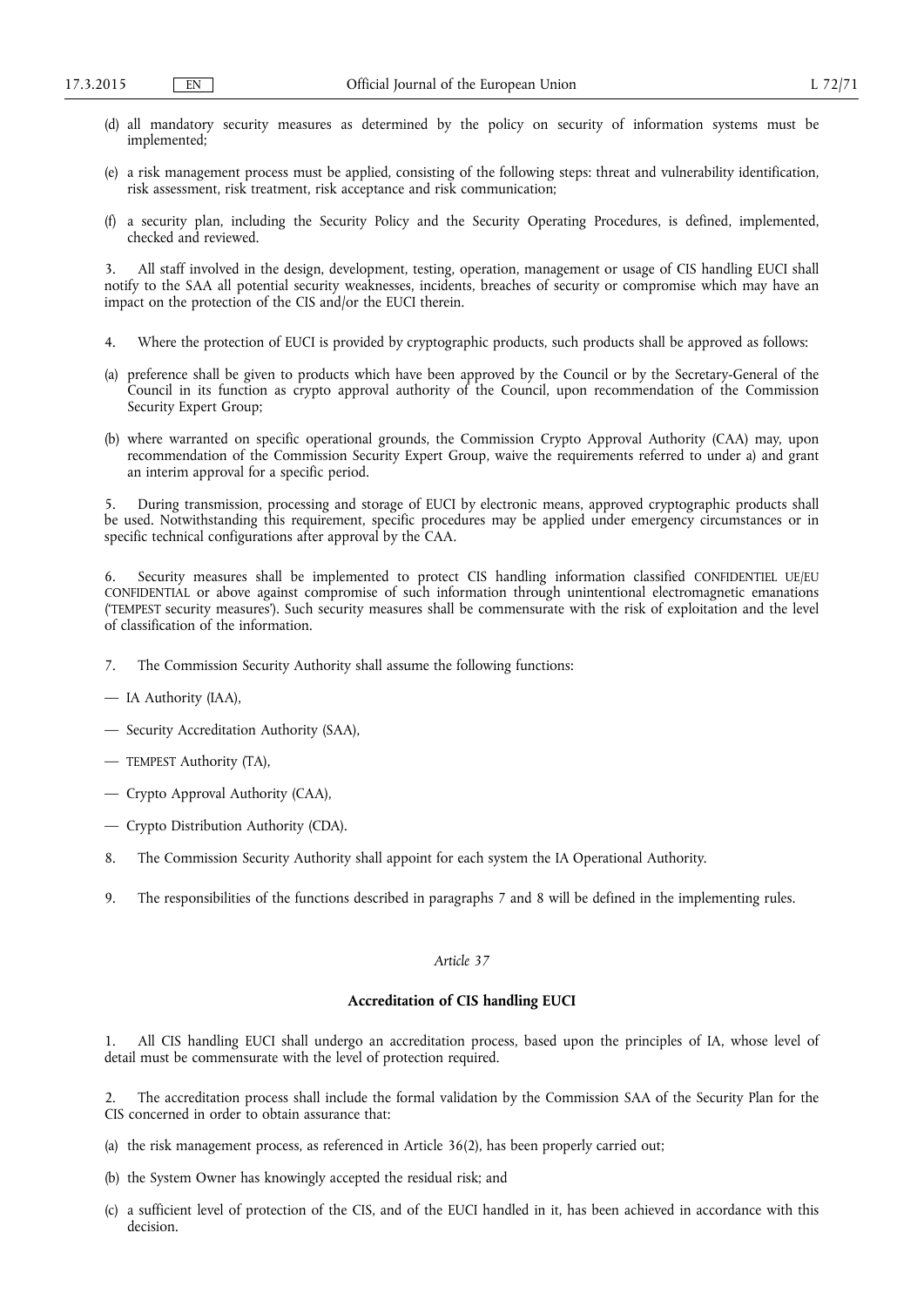(d) all mandatory security measures as determined by the policy on security of information systems must be implemented;

(e) a risk management process must be applied, consisting of the following steps: threat and vulnerability identification, risk assessment, risk treatment, risk acceptance and risk communication;

(f) a security plan, including the Security Policy and the Security Operating Procedures, is defined, implemented, checked and reviewed.

3. All staff involved in the design, development, testing, operation, management or usage of CIS handling EUCI shall notify to the SAA all potential security weaknesses, incidents, breaches of security or compromise which may have an impact on the protection of the CIS and/or the EUCI therein.

4. Where the protection of EUCI is provided by cryptographic products, such products shall be approved as follows:

(a) preference shall be given to products which have been approved by the Council or by the Secretary-General of the Council in its function as crypto approval authority of the Council, upon recommendation of the Commission Security Expert Group;

(b) where warranted on specific operational grounds, the Commission Crypto Approval Authority (CAA) may, upon recommendation of the Commission Security Expert Group, waive the requirements referred to under a) and grant an interim approval for a specific period.

5. During transmission, processing and storage of EUCI by electronic means, approved cryptographic products shall be used. Notwithstanding this requirement, specific procedures may be applied under emergency circumstances or in specific technical configurations after approval by the CAA.

6. Security measures shall be implemented to protect CIS handling information classified CONFIDENTIEL UE/EU CONFIDENTIAL or above against compromise of such information through unintentional electromagnetic emanations ('TEMPEST security measures'). Such security measures shall be commensurate with the risk of exploitation and the level of classification of the information.

7. The Commission Security Authority shall assume the following functions:

— IA Authority (IAA),

— Security Accreditation Authority (SAA),

— TEMPEST Authority (TA),

— Crypto Approval Authority (CAA),

— Crypto Distribution Authority (CDA).

8. The Commission Security Authority shall appoint for each system the IA Operational Authority.

9. The responsibilities of the functions described in paragraphs 7 and 8 will be defined in the implementing rules.

*Article 37*

**Accreditation of CIS handling EUCI**

1. All CIS handling EUCI shall undergo an accreditation process, based upon the principles of IA, whose level of detail must be commensurate with the level of protection required.

2. The accreditation process shall include the formal validation by the Commission SAA of the Security Plan for the CIS concerned in order to obtain assurance that:

(a) the risk management process, as referenced in Article 36(2), has been properly carried out;

(b) the System Owner has knowingly accepted the residual risk; and

(c) a sufficient level of protection of the CIS, and of the EUCI handled in it, has been achieved in accordance with this decision.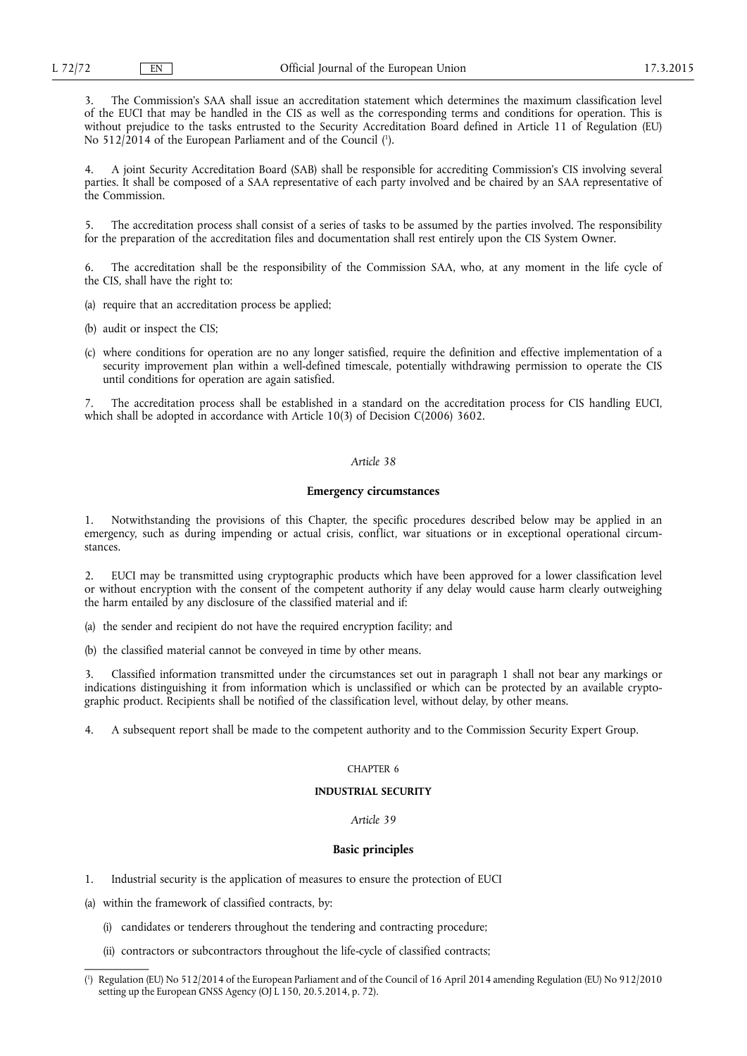3. The Commission's SAA shall issue an accreditation statement which determines the maximum classification level of the EUCI that may be handled in the CIS as well as the corresponding terms and conditions for operation. This is without prejudice to the tasks entrusted to the Security Accreditation Board defined in Article 11 of Regulation (EU) No 512/2014 of the European Parliament and of the Council [1].

4. A joint Security Accreditation Board (SAB) shall be responsible for accrediting Commission's CIS involving several parties. It shall be composed of a SAA representative of each party involved and be chaired by an SAA representative of the Commission.

5. The accreditation process shall consist of a series of tasks to be assumed by the parties involved. The responsibility for the preparation of the accreditation files and documentation shall rest entirely upon the CIS System Owner.

6. The accreditation shall be the responsibility of the Commission SAA, who, at any moment in the life cycle of the CIS, shall have the right to:

(a) require that an accreditation process be applied;

(b) audit or inspect the CIS;

(c) where conditions for operation are no any longer satisfied, require the definition and effective implementation of a security improvement plan within a well-defined timescale, potentially withdrawing permission to operate the CIS until conditions for operation are again satisfied.

7. The accreditation process shall be established in a standard on the accreditation process for CIS handling EUCI, which shall be adopted in accordance with Article 10(3) of Decision C(2006) 3602.

*Article 38*

**Emergency circumstances**

1. Notwithstanding the provisions of this Chapter, the specific procedures described below may be applied in an emergency, such as during impending or actual crisis, conflict, war situations or in exceptional operational circumstances.

2. EUCI may be transmitted using cryptographic products which have been approved for a lower classification level or without encryption with the consent of the competent authority if any delay would cause harm clearly outweighing the harm entailed by any disclosure of the classified material and if:

(a) the sender and recipient do not have the required encryption facility; and

(b) the classified material cannot be conveyed in time by other means.

3. Classified information transmitted under the circumstances set out in paragraph 1 shall not bear any markings or indications distinguishing it from information which is unclassified or which can be protected by an available cryptographic product. Recipients shall be notified of the classification level, without delay, by other means.

4. A subsequent report shall be made to the competent authority and to the Commission Security Expert Group.

CHAPTER 6

**INDUSTRIAL SECURITY**

*Article 39*

**Basic principles**

1. Industrial security is the application of measures to ensure the protection of EUCI

(a) within the framework of classified contracts, by:

(i) candidates or tenderers throughout the tendering and contracting procedure;

(ii) contractors or subcontractors throughout the life-cycle of classified contracts;

---

[1] Regulation (EU) No 512/2014 of the European Parliament and of the Council of 16 April 2014 amending Regulation (EU) No 912/2010 setting up the European GNSS Agency (OJ L 150, 20.5.2014, p. 72).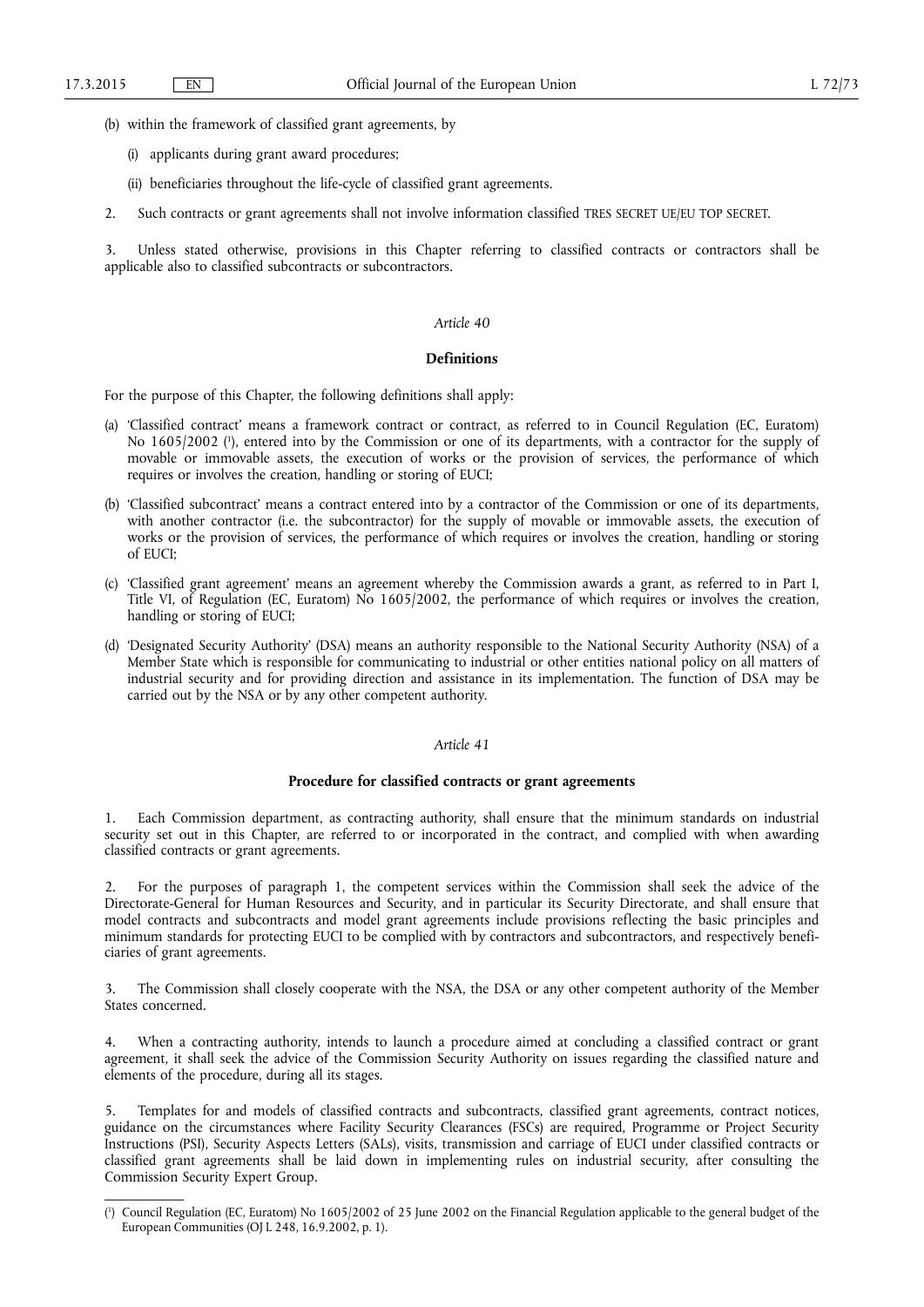(b) within the framework of classified grant agreements, by

(i) applicants during grant award procedures;

(ii) beneficiaries throughout the life-cycle of classified grant agreements.

2. Such contracts or grant agreements shall not involve information classified TRES SECRET UE/EU TOP SECRET.

3. Unless stated otherwise, provisions in this Chapter referring to classified contracts or contractors shall be applicable also to classified subcontracts or subcontractors.

*Article 40*

**Definitions**

For the purpose of this Chapter, the following definitions shall apply:

(a) 'Classified contract' means a framework contract or contract, as referred to in Council Regulation (EC, Euratom) No 1605/2002 [1], entered into by the Commission or one of its departments, with a contractor for the supply of movable or immovable assets, the execution of works or the provision of services, the performance of which requires or involves the creation, handling or storing of EUCI;

(b) 'Classified subcontract' means a contract entered into by a contractor of the Commission or one of its departments, with another contractor (i.e. the subcontractor) for the supply of movable or immovable assets, the execution of works or the provision of services, the performance of which requires or involves the creation, handling or storing of EUCI;

(c) 'Classified grant agreement' means an agreement whereby the Commission awards a grant, as referred to in Part I, Title VI, of Regulation (EC, Euratom) No 1605/2002, the performance of which requires or involves the creation, handling or storing of EUCI;

(d) 'Designated Security Authority' (DSA) means an authority responsible to the National Security Authority (NSA) of a Member State which is responsible for communicating to industrial or other entities national policy on all matters of industrial security and for providing direction and assistance in its implementation. The function of DSA may be carried out by the NSA or by any other competent authority.

*Article 41*

**Procedure for classified contracts or grant agreements**

1. Each Commission department, as contracting authority, shall ensure that the minimum standards on industrial security set out in this Chapter, are referred to or incorporated in the contract, and complied with when awarding classified contracts or grant agreements.

2. For the purposes of paragraph 1, the competent services within the Commission shall seek the advice of the Directorate-General for Human Resources and Security, and in particular its Security Directorate, and shall ensure that model contracts and subcontracts and model grant agreements include provisions reflecting the basic principles and minimum standards for protecting EUCI to be complied with by contractors and subcontractors, and respectively beneficiaries of grant agreements.

3. The Commission shall closely cooperate with the NSA, the DSA or any other competent authority of the Member States concerned.

4. When a contracting authority, intends to launch a procedure aimed at concluding a classified contract or grant agreement, it shall seek the advice of the Commission Security Authority on issues regarding the classified nature and elements of the procedure, during all its stages.

5. Templates for and models of classified contracts and subcontracts, classified grant agreements, contract notices, guidance on the circumstances where Facility Security Clearances (FSCs) are required, Programme or Project Security Instructions (PSI), Security Aspects Letters (SALs), visits, transmission and carriage of EUCI under classified contracts or classified grant agreements shall be laid down in implementing rules on industrial security, after consulting the Commission Security Expert Group.

[1] Council Regulation (EC, Euratom) No 1605/2002 of 25 June 2002 on the Financial Regulation applicable to the general budget of the European Communities (OJ L 248, 16.9.2002, p. 1).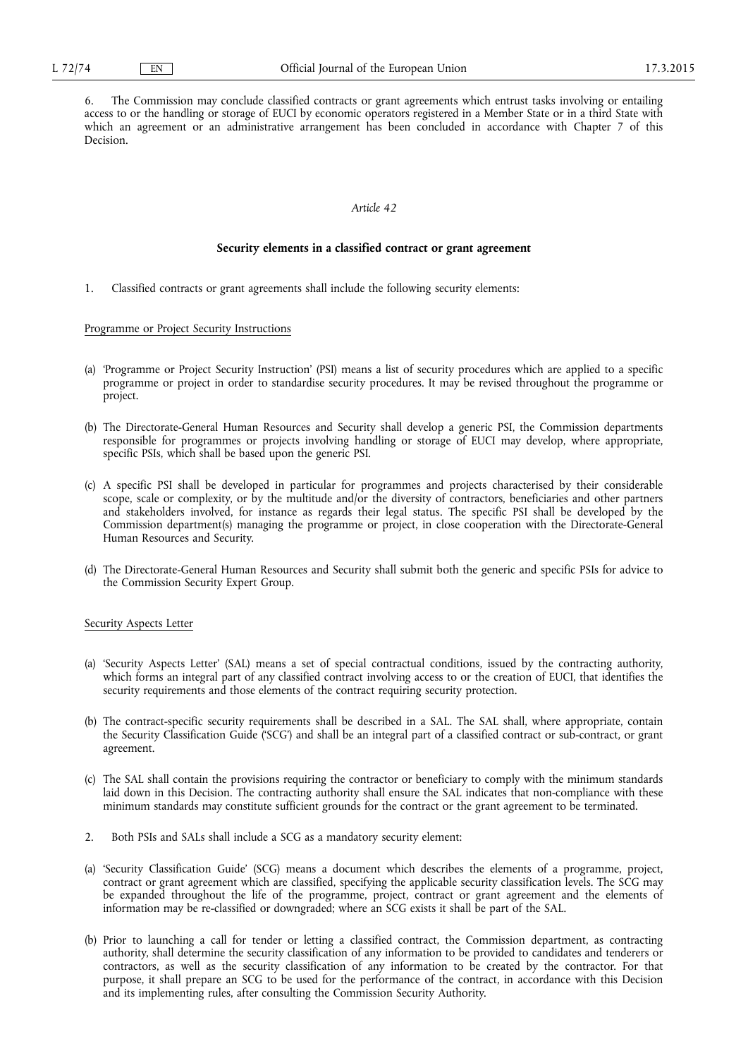6. The Commission may conclude classified contracts or grant agreements which entrust tasks involving or entailing access to or the handling or storage of EUCI by economic operators registered in a Member State or in a third State with which an agreement or an administrative arrangement has been concluded in accordance with Chapter 7 of this Decision.

*Article 42*

**Security elements in a classified contract or grant agreement**

1. Classified contracts or grant agreements shall include the following security elements:

Programme or Project Security Instructions

(a) 'Programme or Project Security Instruction' (PSI) means a list of security procedures which are applied to a specific programme or project in order to standardise security procedures. It may be revised throughout the programme or project.

(b) The Directorate-General Human Resources and Security shall develop a generic PSI, the Commission departments responsible for programmes or projects involving handling or storage of EUCI may develop, where appropriate, specific PSIs, which shall be based upon the generic PSI.

(c) A specific PSI shall be developed in particular for programmes and projects characterised by their considerable scope, scale or complexity, or by the multitude and/or the diversity of contractors, beneficiaries and other partners and stakeholders involved, for instance as regards their legal status. The specific PSI shall be developed by the Commission department(s) managing the programme or project, in close cooperation with the Directorate-General Human Resources and Security.

(d) The Directorate-General Human Resources and Security shall submit both the generic and specific PSIs for advice to the Commission Security Expert Group.

Security Aspects Letter

(a) 'Security Aspects Letter' (SAL) means a set of special contractual conditions, issued by the contracting authority, which forms an integral part of any classified contract involving access to or the creation of EUCI, that identifies the security requirements and those elements of the contract requiring security protection.

(b) The contract-specific security requirements shall be described in a SAL. The SAL shall, where appropriate, contain the Security Classification Guide ('SCG') and shall be an integral part of a classified contract or sub-contract, or grant agreement.

(c) The SAL shall contain the provisions requiring the contractor or beneficiary to comply with the minimum standards laid down in this Decision. The contracting authority shall ensure the SAL indicates that non-compliance with these minimum standards may constitute sufficient grounds for the contract or the grant agreement to be terminated.

2. Both PSIs and SALs shall include a SCG as a mandatory security element:

(a) 'Security Classification Guide' (SCG) means a document which describes the elements of a programme, project, contract or grant agreement which are classified, specifying the applicable security classification levels. The SCG may be expanded throughout the life of the programme, project, contract or grant agreement and the elements of information may be re-classified or downgraded; where an SCG exists it shall be part of the SAL.

(b) Prior to launching a call for tender or letting a classified contract, the Commission department, as contracting authority, shall determine the security classification of any information to be provided to candidates and tenderers or contractors, as well as the security classification of any information to be created by the contractor. For that purpose, it shall prepare an SCG to be used for the performance of the contract, in accordance with this Decision and its implementing rules, after consulting the Commission Security Authority.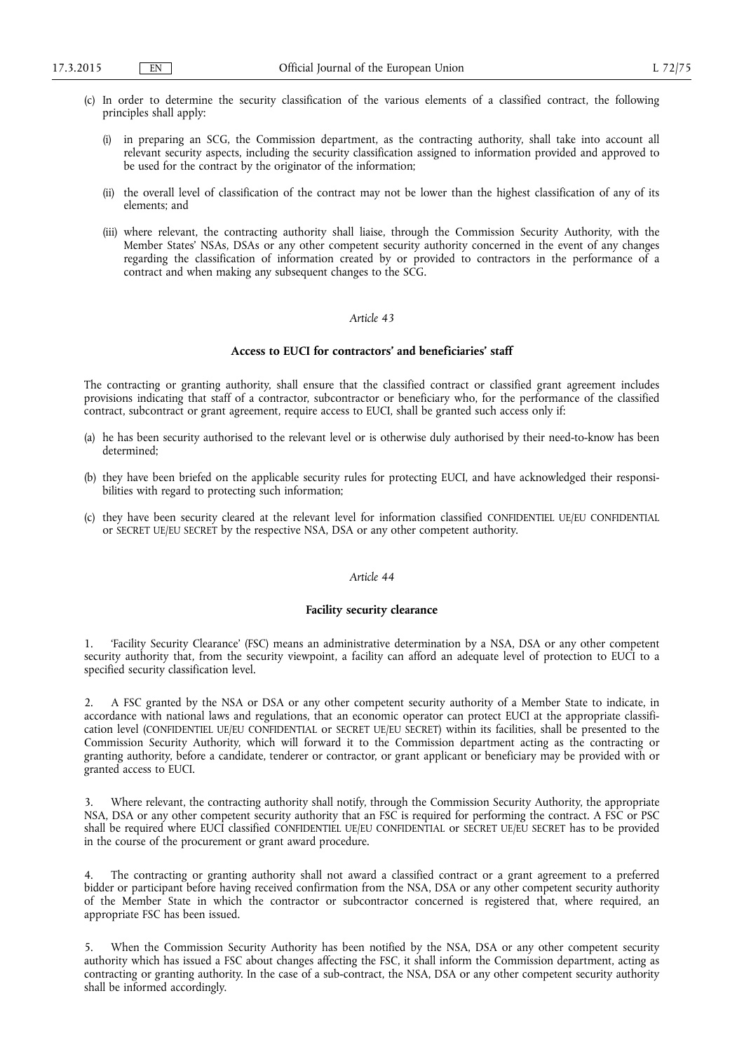(c) In order to determine the security classification of the various elements of a classified contract, the following principles shall apply:

(i) in preparing an SCG, the Commission department, as the contracting authority, shall take into account all relevant security aspects, including the security classification assigned to information provided and approved to be used for the contract by the originator of the information;

(ii) the overall level of classification of the contract may not be lower than the highest classification of any of its elements; and

(iii) where relevant, the contracting authority shall liaise, through the Commission Security Authority, with the Member States' NSAs, DSAs or any other competent security authority concerned in the event of any changes regarding the classification of information created by or provided to contractors in the performance of a contract and when making any subsequent changes to the SCG.

*Article 43*

**Access to EUCI for contractors' and beneficiaries' staff**

The contracting or granting authority, shall ensure that the classified contract or classified grant agreement includes provisions indicating that staff of a contractor, subcontractor or beneficiary who, for the performance of the classified contract, subcontract or grant agreement, require access to EUCI, shall be granted such access only if:

(a) he has been security authorised to the relevant level or is otherwise duly authorised by their need-to-know has been determined;

(b) they have been briefed on the applicable security rules for protecting EUCI, and have acknowledged their responsibilities with regard to protecting such information;

(c) they have been security cleared at the relevant level for information classified CONFIDENTIEL UE/EU CONFIDENTIAL or SECRET UE/EU SECRET by the respective NSA, DSA or any other competent authority.

*Article 44*

**Facility security clearance**

1. 'Facility Security Clearance' (FSC) means an administrative determination by a NSA, DSA or any other competent security authority that, from the security viewpoint, a facility can afford an adequate level of protection to EUCI to a specified security classification level.

2. A FSC granted by the NSA or DSA or any other competent security authority of a Member State to indicate, in accordance with national laws and regulations, that an economic operator can protect EUCI at the appropriate classification level (CONFIDENTIEL UE/EU CONFIDENTIAL or SECRET UE/EU SECRET) within its facilities, shall be presented to the Commission Security Authority, which will forward it to the Commission department acting as the contracting or granting authority, before a candidate, tenderer or contractor, or grant applicant or beneficiary may be provided with or granted access to EUCI.

3. Where relevant, the contracting authority shall notify, through the Commission Security Authority, the appropriate NSA, DSA or any other competent security authority that an FSC is required for performing the contract. A FSC or PSC shall be required where EUCI classified CONFIDENTIEL UE/EU CONFIDENTIAL or SECRET UE/EU SECRET has to be provided in the course of the procurement or grant award procedure.

4. The contracting or granting authority shall not award a classified contract or a grant agreement to a preferred bidder or participant before having received confirmation from the NSA, DSA or any other competent security authority of the Member State in which the contractor or subcontractor concerned is registered that, where required, an appropriate FSC has been issued.

5. When the Commission Security Authority has been notified by the NSA, DSA or any other competent security authority which has issued a FSC about changes affecting the FSC, it shall inform the Commission department, acting as contracting or granting authority. In the case of a sub-contract, the NSA, DSA or any other competent security authority shall be informed accordingly.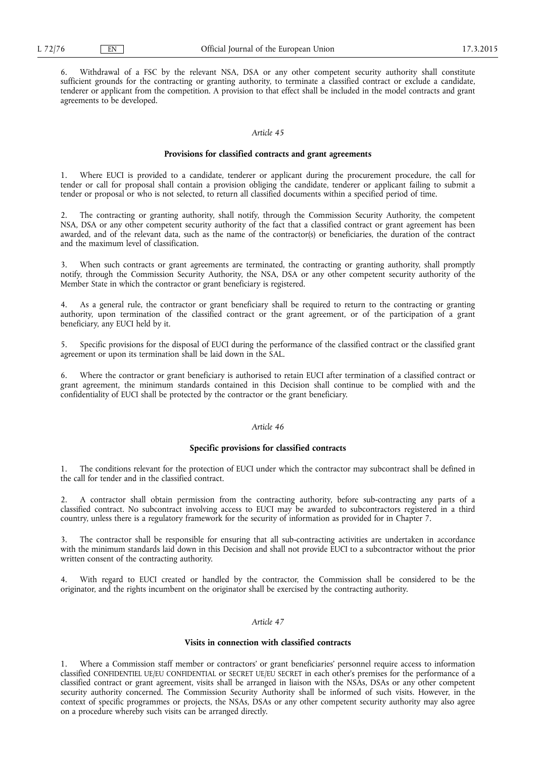6. Withdrawal of a FSC by the relevant NSA, DSA or any other competent security authority shall constitute sufficient grounds for the contracting or granting authority, to terminate a classified contract or exclude a candidate, tenderer or applicant from the competition. A provision to that effect shall be included in the model contracts and grant agreements to be developed.

*Article 45*

**Provisions for classified contracts and grant agreements**

1. Where EUCI is provided to a candidate, tenderer or applicant during the procurement procedure, the call for tender or call for proposal shall contain a provision obliging the candidate, tenderer or applicant failing to submit a tender or proposal or who is not selected, to return all classified documents within a specified period of time.

2. The contracting or granting authority, shall notify, through the Commission Security Authority, the competent NSA, DSA or any other competent security authority of the fact that a classified contract or grant agreement has been awarded, and of the relevant data, such as the name of the contractor(s) or beneficiaries, the duration of the contract and the maximum level of classification.

3. When such contracts or grant agreements are terminated, the contracting or granting authority, shall promptly notify, through the Commission Security Authority, the NSA, DSA or any other competent security authority of the Member State in which the contractor or grant beneficiary is registered.

4. As a general rule, the contractor or grant beneficiary shall be required to return to the contracting or granting authority, upon termination of the classified contract or the grant agreement, or of the participation of a grant beneficiary, any EUCI held by it.

5. Specific provisions for the disposal of EUCI during the performance of the classified contract or the classified grant agreement or upon its termination shall be laid down in the SAL.

6. Where the contractor or grant beneficiary is authorised to retain EUCI after termination of a classified contract or grant agreement, the minimum standards contained in this Decision shall continue to be complied with and the confidentiality of EUCI shall be protected by the contractor or the grant beneficiary.

*Article 46*

**Specific provisions for classified contracts**

1. The conditions relevant for the protection of EUCI under which the contractor may subcontract shall be defined in the call for tender and in the classified contract.

2. A contractor shall obtain permission from the contracting authority, before sub-contracting any parts of a classified contract. No subcontract involving access to EUCI may be awarded to subcontractors registered in a third country, unless there is a regulatory framework for the security of information as provided for in Chapter 7.

3. The contractor shall be responsible for ensuring that all sub-contracting activities are undertaken in accordance with the minimum standards laid down in this Decision and shall not provide EUCI to a subcontractor without the prior written consent of the contracting authority.

4. With regard to EUCI created or handled by the contractor, the Commission shall be considered to be the originator, and the rights incumbent on the originator shall be exercised by the contracting authority.

*Article 47*

**Visits in connection with classified contracts**

1. Where a Commission staff member or contractors' or grant beneficiaries' personnel require access to information classified CONFIDENTIEL UE/EU CONFIDENTIAL or SECRET UE/EU SECRET in each other's premises for the performance of a classified contract or grant agreement, visits shall be arranged in liaison with the NSAs, DSAs or any other competent security authority concerned. The Commission Security Authority shall be informed of such visits. However, in the context of specific programmes or projects, the NSAs, DSAs or any other competent security authority may also agree on a procedure whereby such visits can be arranged directly.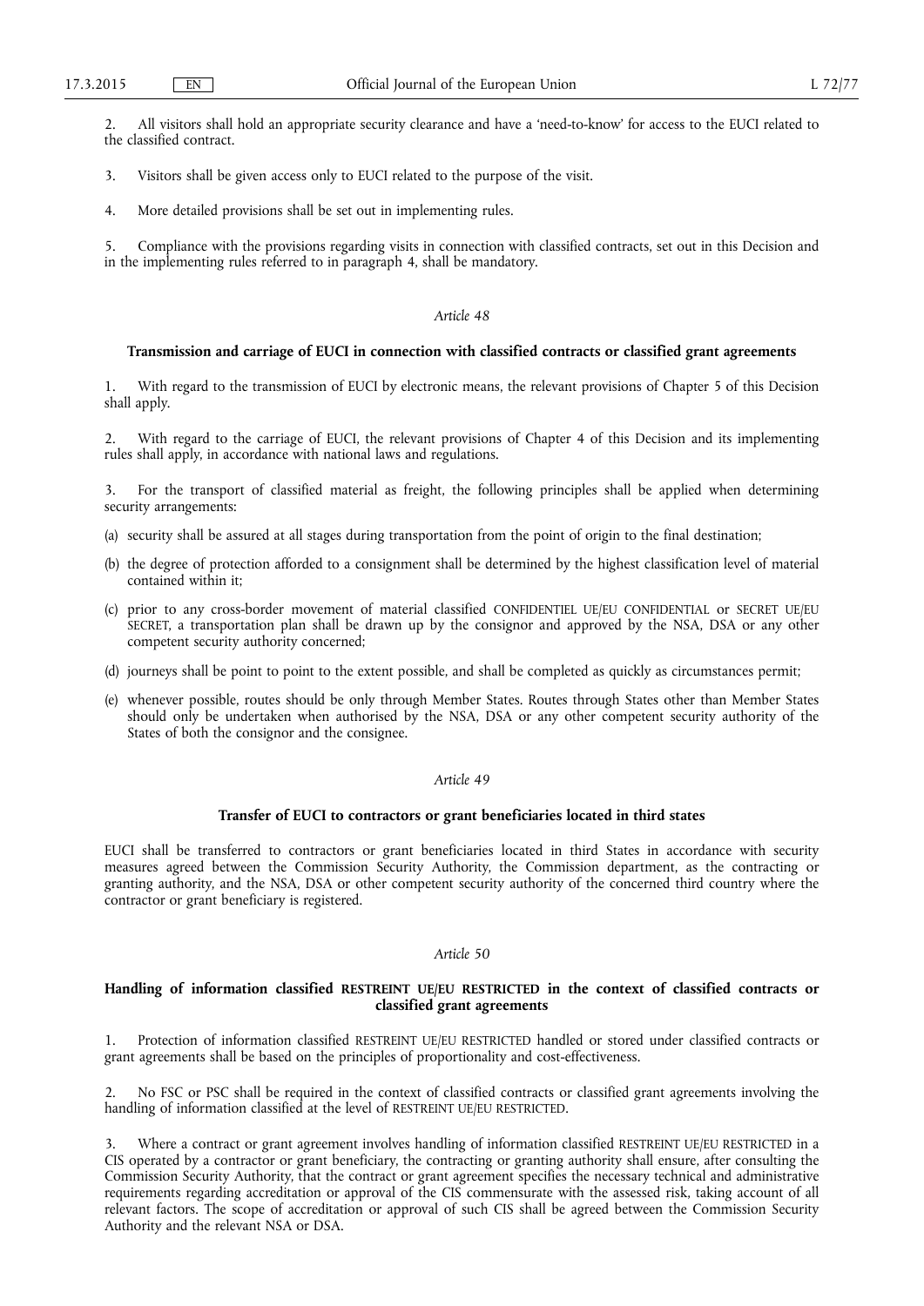2. All visitors shall hold an appropriate security clearance and have a 'need-to-know' for access to the EUCI related to the classified contract.

3. Visitors shall be given access only to EUCI related to the purpose of the visit.

4. More detailed provisions shall be set out in implementing rules.

5. Compliance with the provisions regarding visits in connection with classified contracts, set out in this Decision and in the implementing rules referred to in paragraph 4, shall be mandatory.

*Article 48*

**Transmission and carriage of EUCI in connection with classified contracts or classified grant agreements**

1. With regard to the transmission of EUCI by electronic means, the relevant provisions of Chapter 5 of this Decision shall apply.

2. With regard to the carriage of EUCI, the relevant provisions of Chapter 4 of this Decision and its implementing rules shall apply, in accordance with national laws and regulations.

3. For the transport of classified material as freight, the following principles shall be applied when determining security arrangements:

(a) security shall be assured at all stages during transportation from the point of origin to the final destination;

(b) the degree of protection afforded to a consignment shall be determined by the highest classification level of material contained within it;

(c) prior to any cross-border movement of material classified CONFIDENTIEL UE/EU CONFIDENTIAL or SECRET UE/EU SECRET, a transportation plan shall be drawn up by the consignor and approved by the NSA, DSA or any other competent security authority concerned;

(d) journeys shall be point to point to the extent possible, and shall be completed as quickly as circumstances permit;

(e) whenever possible, routes should be only through Member States. Routes through States other than Member States should only be undertaken when authorised by the NSA, DSA or any other competent security authority of the States of both the consignor and the consignee.

*Article 49*

**Transfer of EUCI to contractors or grant beneficiaries located in third states**

EUCI shall be transferred to contractors or grant beneficiaries located in third States in accordance with security measures agreed between the Commission Security Authority, the Commission department, as the contracting or granting authority, and the NSA, DSA or other competent security authority of the concerned third country where the contractor or grant beneficiary is registered.

*Article 50*

**Handling of information classified RESTREINT UE/EU RESTRICTED in the context of classified contracts or classified grant agreements**

1. Protection of information classified RESTREINT UE/EU RESTRICTED handled or stored under classified contracts or grant agreements shall be based on the principles of proportionality and cost-effectiveness.

2. No FSC or PSC shall be required in the context of classified contracts or classified grant agreements involving the handling of information classified at the level of RESTREINT UE/EU RESTRICTED.

3. Where a contract or grant agreement involves handling of information classified RESTREINT UE/EU RESTRICTED in a CIS operated by a contractor or grant beneficiary, the contracting or granting authority shall ensure, after consulting the Commission Security Authority, that the contract or grant agreement specifies the necessary technical and administrative requirements regarding accreditation or approval of the CIS commensurate with the assessed risk, taking account of all relevant factors. The scope of accreditation or approval of such CIS shall be agreed between the Commission Security Authority and the relevant NSA or DSA.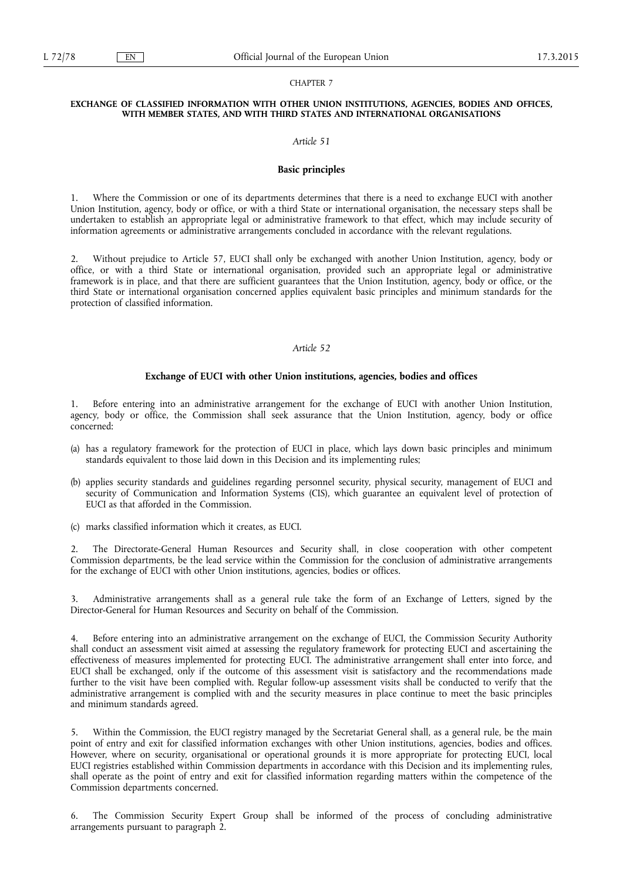## CHAPTER 7

### EXCHANGE OF CLASSIFIED INFORMATION WITH OTHER UNION INSTITUTIONS, AGENCIES, BODIES AND OFFICES, WITH MEMBER STATES, AND WITH THIRD STATES AND INTERNATIONAL ORGANISATIONS

*Article 51*

**Basic principles**

1. Where the Commission or one of its departments determines that there is a need to exchange EUCI with another Union Institution, agency, body or office, or with a third State or international organisation, the necessary steps shall be undertaken to establish an appropriate legal or administrative framework to that effect, which may include security of information agreements or administrative arrangements concluded in accordance with the relevant regulations.

2. Without prejudice to Article 57, EUCI shall only be exchanged with another Union Institution, agency, body or office, or with a third State or international organisation, provided such an appropriate legal or administrative framework is in place, and that there are sufficient guarantees that the Union Institution, agency, body or office, or the third State or international organisation concerned applies equivalent basic principles and minimum standards for the protection of classified information.

*Article 52*

**Exchange of EUCI with other Union institutions, agencies, bodies and offices**

1. Before entering into an administrative arrangement for the exchange of EUCI with another Union Institution, agency, body or office, the Commission shall seek assurance that the Union Institution, agency, body or office concerned:

(a) has a regulatory framework for the protection of EUCI in place, which lays down basic principles and minimum standards equivalent to those laid down in this Decision and its implementing rules;

(b) applies security standards and guidelines regarding personnel security, physical security, management of EUCI and security of Communication and Information Systems (CIS), which guarantee an equivalent level of protection of EUCI as that afforded in the Commission.

(c) marks classified information which it creates, as EUCI.

2. The Directorate-General Human Resources and Security shall, in close cooperation with other competent Commission departments, be the lead service within the Commission for the conclusion of administrative arrangements for the exchange of EUCI with other Union institutions, agencies, bodies or offices.

3. Administrative arrangements shall as a general rule take the form of an Exchange of Letters, signed by the Director-General for Human Resources and Security on behalf of the Commission.

4. Before entering into an administrative arrangement on the exchange of EUCI, the Commission Security Authority shall conduct an assessment visit aimed at assessing the regulatory framework for protecting EUCI and ascertaining the effectiveness of measures implemented for protecting EUCI. The administrative arrangement shall enter into force, and EUCI shall be exchanged, only if the outcome of this assessment visit is satisfactory and the recommendations made further to the visit have been complied with. Regular follow-up assessment visits shall be conducted to verify that the administrative arrangement is complied with and the security measures in place continue to meet the basic principles and minimum standards agreed.

5. Within the Commission, the EUCI registry managed by the Secretariat General shall, as a general rule, be the main point of entry and exit for classified information exchanges with other Union institutions, agencies, bodies and offices. However, where on security, organisational or operational grounds it is more appropriate for protecting EUCI, local EUCI registries established within Commission departments in accordance with this Decision and its implementing rules, shall operate as the point of entry and exit for classified information regarding matters within the competence of the Commission departments concerned.

6. The Commission Security Expert Group shall be informed of the process of concluding administrative arrangements pursuant to paragraph 2.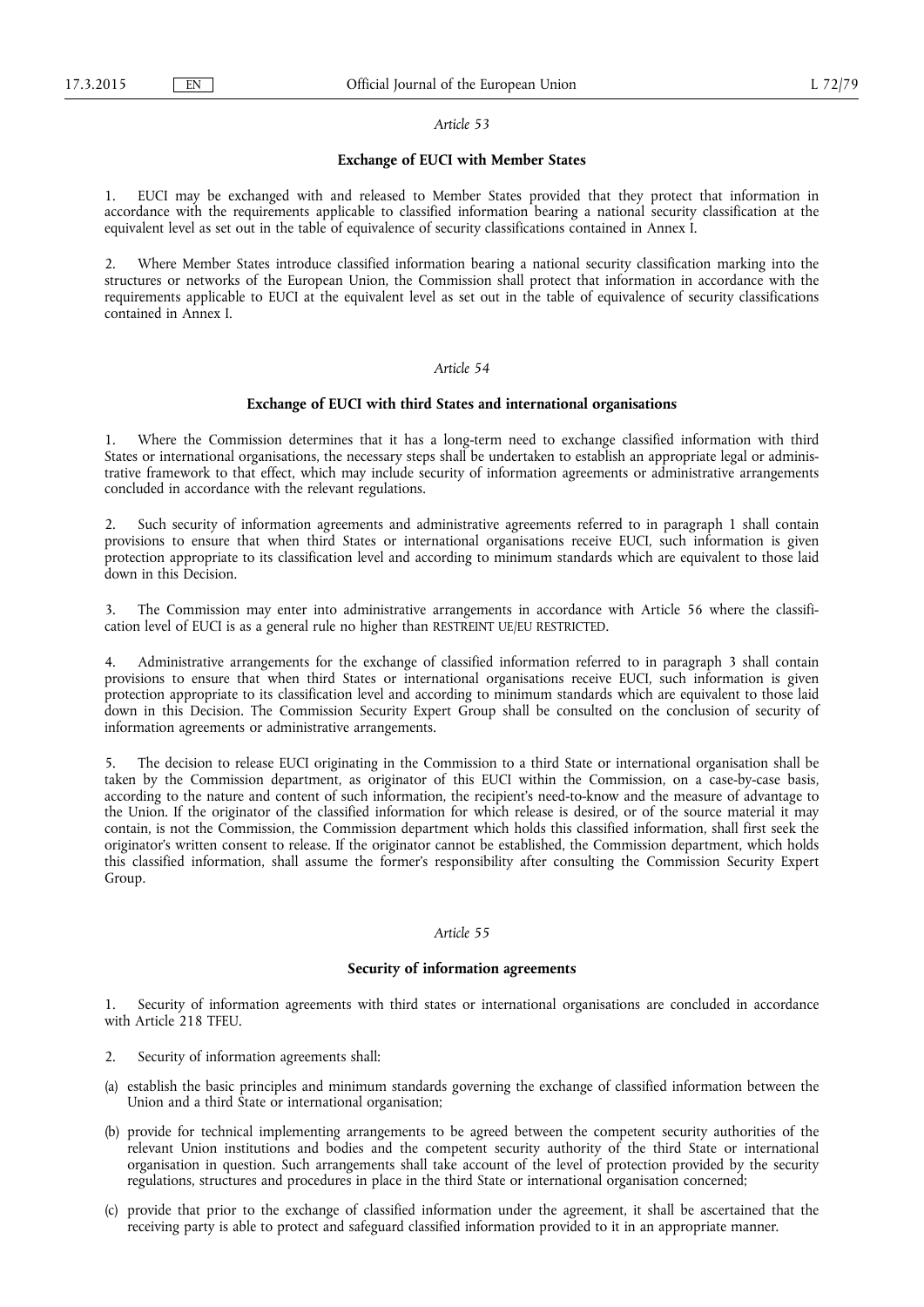*Article 53*

**Exchange of EUCI with Member States**

1. EUCI may be exchanged with and released to Member States provided that they protect that information in accordance with the requirements applicable to classified information bearing a national security classification at the equivalent level as set out in the table of equivalence of security classifications contained in Annex I.

2. Where Member States introduce classified information bearing a national security classification marking into the structures or networks of the European Union, the Commission shall protect that information in accordance with the requirements applicable to EUCI at the equivalent level as set out in the table of equivalence of security classifications contained in Annex I.

*Article 54*

**Exchange of EUCI with third States and international organisations**

1. Where the Commission determines that it has a long-term need to exchange classified information with third States or international organisations, the necessary steps shall be undertaken to establish an appropriate legal or administrative framework to that effect, which may include security of information agreements or administrative arrangements concluded in accordance with the relevant regulations.

2. Such security of information agreements and administrative agreements referred to in paragraph 1 shall contain provisions to ensure that when third States or international organisations receive EUCI, such information is given protection appropriate to its classification level and according to minimum standards which are equivalent to those laid down in this Decision.

3. The Commission may enter into administrative arrangements in accordance with Article 56 where the classification level of EUCI is as a general rule no higher than RESTREINT UE/EU RESTRICTED.

4. Administrative arrangements for the exchange of classified information referred to in paragraph 3 shall contain provisions to ensure that when third States or international organisations receive EUCI, such information is given protection appropriate to its classification level and according to minimum standards which are equivalent to those laid down in this Decision. The Commission Security Expert Group shall be consulted on the conclusion of security of information agreements or administrative arrangements.

5. The decision to release EUCI originating in the Commission to a third State or international organisation shall be taken by the Commission department, as originator of this EUCI within the Commission, on a case-by-case basis, according to the nature and content of such information, the recipient's need-to-know and the measure of advantage to the Union. If the originator of the classified information for which release is desired, or of the source material it may contain, is not the Commission, the Commission department which holds this classified information, shall first seek the originator's written consent to release. If the originator cannot be established, the Commission department, which holds this classified information, shall assume the former's responsibility after consulting the Commission Security Expert Group.

*Article 55*

**Security of information agreements**

1. Security of information agreements with third states or international organisations are concluded in accordance with Article 218 TFEU.

2. Security of information agreements shall:

(a) establish the basic principles and minimum standards governing the exchange of classified information between the Union and a third State or international organisation;

(b) provide for technical implementing arrangements to be agreed between the competent security authorities of the relevant Union institutions and bodies and the competent security authority of the third State or international organisation in question. Such arrangements shall take account of the level of protection provided by the security regulations, structures and procedures in place in the third State or international organisation concerned;

(c) provide that prior to the exchange of classified information under the agreement, it shall be ascertained that the receiving party is able to protect and safeguard classified information provided to it in an appropriate manner.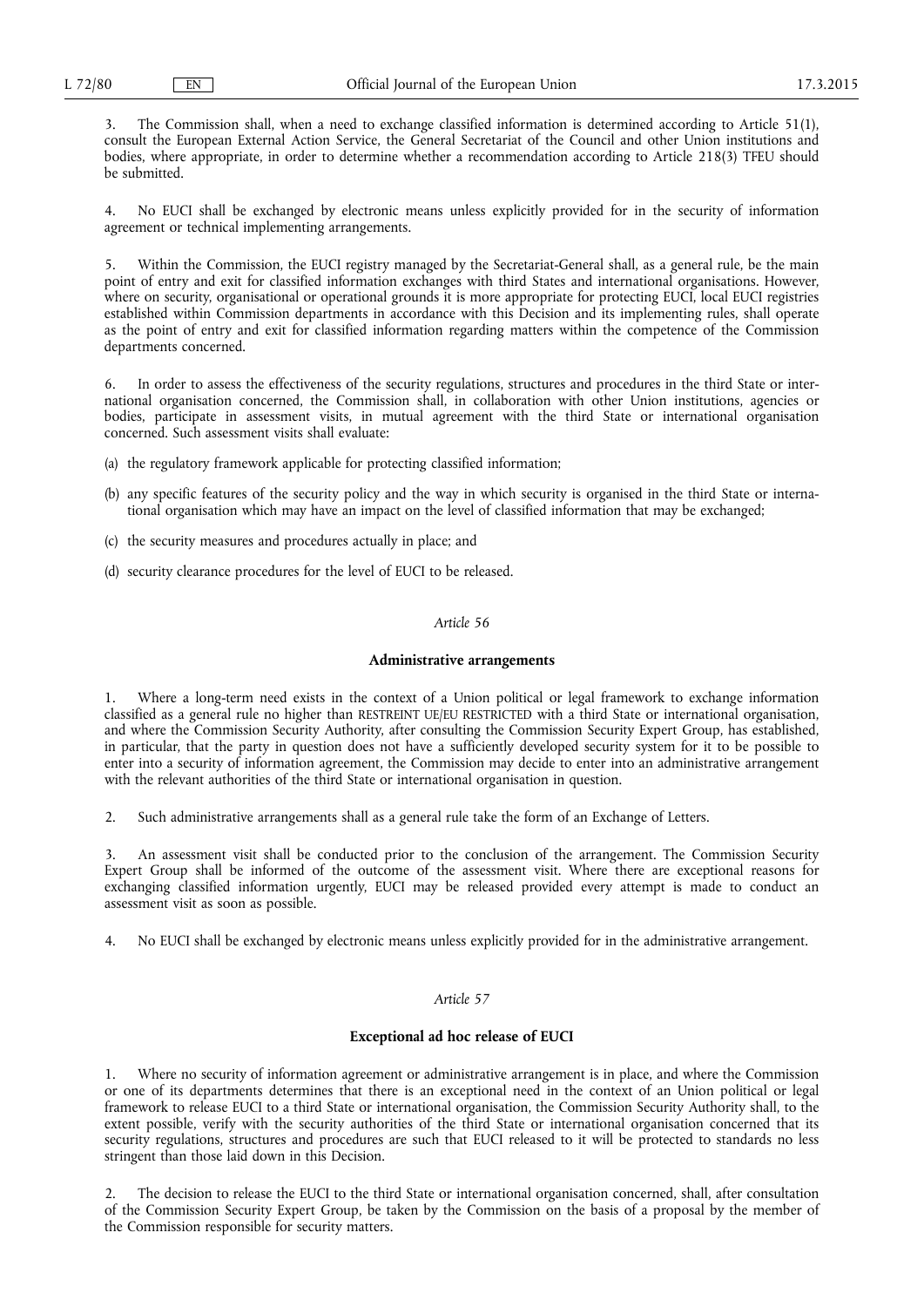3. The Commission shall, when a need to exchange classified information is determined according to Article 51(1), consult the European External Action Service, the General Secretariat of the Council and other Union institutions and bodies, where appropriate, in order to determine whether a recommendation according to Article 218(3) TFEU should be submitted.

4. No EUCI shall be exchanged by electronic means unless explicitly provided for in the security of information agreement or technical implementing arrangements.

5. Within the Commission, the EUCI registry managed by the Secretariat-General shall, as a general rule, be the main point of entry and exit for classified information exchanges with third States and international organisations. However, where on security, organisational or operational grounds it is more appropriate for protecting EUCI, local EUCI registries established within Commission departments in accordance with this Decision and its implementing rules, shall operate as the point of entry and exit for classified information regarding matters within the competence of the Commission departments concerned.

6. In order to assess the effectiveness of the security regulations, structures and procedures in the third State or international organisation concerned, the Commission shall, in collaboration with other Union institutions, agencies or bodies, participate in assessment visits, in mutual agreement with the third State or international organisation concerned. Such assessment visits shall evaluate:

(a) the regulatory framework applicable for protecting classified information;

(b) any specific features of the security policy and the way in which security is organised in the third State or international organisation which may have an impact on the level of classified information that may be exchanged;

(c) the security measures and procedures actually in place; and

(d) security clearance procedures for the level of EUCI to be released.

*Article 56*

**Administrative arrangements**

1. Where a long-term need exists in the context of a Union political or legal framework to exchange information classified as a general rule no higher than RESTREINT UE/EU RESTRICTED with a third State or international organisation, and where the Commission Security Authority, after consulting the Commission Security Expert Group, has established, in particular, that the party in question does not have a sufficiently developed security system for it to be possible to enter into a security of information agreement, the Commission may decide to enter into an administrative arrangement with the relevant authorities of the third State or international organisation in question.

2. Such administrative arrangements shall as a general rule take the form of an Exchange of Letters.

3. An assessment visit shall be conducted prior to the conclusion of the arrangement. The Commission Security Expert Group shall be informed of the outcome of the assessment visit. Where there are exceptional reasons for exchanging classified information urgently, EUCI may be released provided every attempt is made to conduct an assessment visit as soon as possible.

4. No EUCI shall be exchanged by electronic means unless explicitly provided for in the administrative arrangement.

*Article 57*

**Exceptional ad hoc release of EUCI**

1. Where no security of information agreement or administrative arrangement is in place, and where the Commission or one of its departments determines that there is an exceptional need in the context of an Union political or legal framework to release EUCI to a third State or international organisation, the Commission Security Authority shall, to the extent possible, verify with the security authorities of the third State or international organisation concerned that its security regulations, structures and procedures are such that EUCI released to it will be protected to standards no less stringent than those laid down in this Decision.

2. The decision to release the EUCI to the third State or international organisation concerned, shall, after consultation of the Commission Security Expert Group, be taken by the Commission on the basis of a proposal by the member of the Commission responsible for security matters.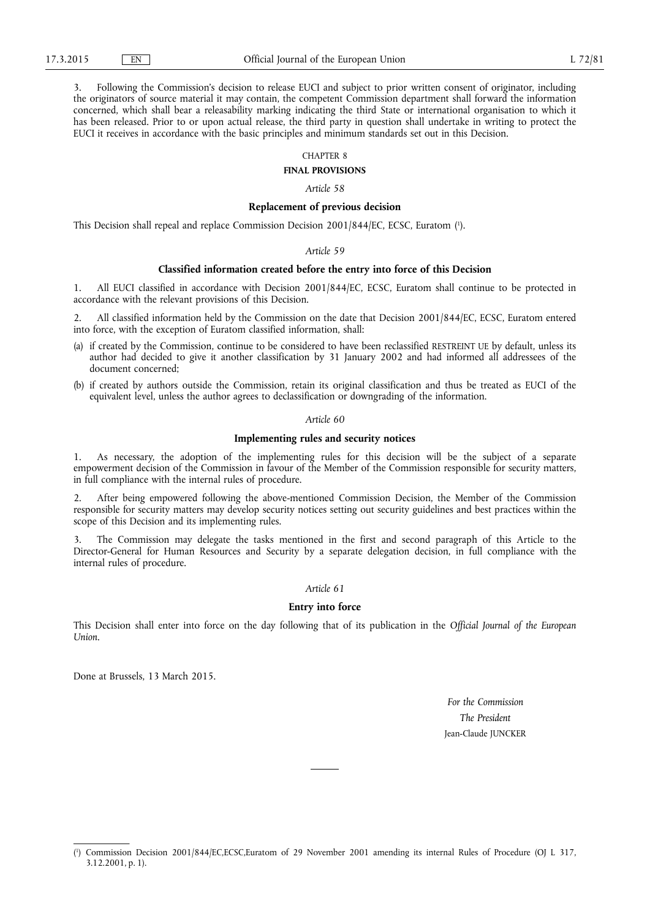3. Following the Commission's decision to release EUCI and subject to prior written consent of originator, including the originators of source material it may contain, the competent Commission department shall forward the information concerned, which shall bear a releasability marking indicating the third State or international organisation to which it has been released. Prior to or upon actual release, the third party in question shall undertake in writing to protect the EUCI it receives in accordance with the basic principles and minimum standards set out in this Decision.

## CHAPTER 8

## FINAL PROVISIONS

*Article 58*

### Replacement of previous decision

This Decision shall repeal and replace Commission Decision 2001/844/EC, ECSC, Euratom [1].

*Article 59*

### Classified information created before the entry into force of this Decision

1. All EUCI classified in accordance with Decision 2001/844/EC, ECSC, Euratom shall continue to be protected in accordance with the relevant provisions of this Decision.

2. All classified information held by the Commission on the date that Decision 2001/844/EC, ECSC, Euratom entered into force, with the exception of Euratom classified information, shall:

(a) if created by the Commission, continue to be considered to have been reclassified RESTREINT UE by default, unless its author had decided to give it another classification by 31 January 2002 and had informed all addressees of the document concerned;

(b) if created by authors outside the Commission, retain its original classification and thus be treated as EUCI of the equivalent level, unless the author agrees to declassification or downgrading of the information.

*Article 60*

### Implementing rules and security notices

1. As necessary, the adoption of the implementing rules for this decision will be the subject of a separate empowerment decision of the Commission in favour of the Member of the Commission responsible for security matters, in full compliance with the internal rules of procedure.

2. After being empowered following the above-mentioned Commission Decision, the Member of the Commission responsible for security matters may develop security notices setting out security guidelines and best practices within the scope of this Decision and its implementing rules.

3. The Commission may delegate the tasks mentioned in the first and second paragraph of this Article to the Director-General for Human Resources and Security by a separate delegation decision, in full compliance with the internal rules of procedure.

*Article 61*

### Entry into force

This Decision shall enter into force on the day following that of its publication in the *Official Journal of the European Union*.

Done at Brussels, 13 March 2015.

*For the Commission*

*The President*

Jean-Claude JUNCKER

---

[1] Commission Decision 2001/844/EC,ECSC,Euratom of 29 November 2001 amending its internal Rules of Procedure (OJ L 317, 3.12.2001, p. 1).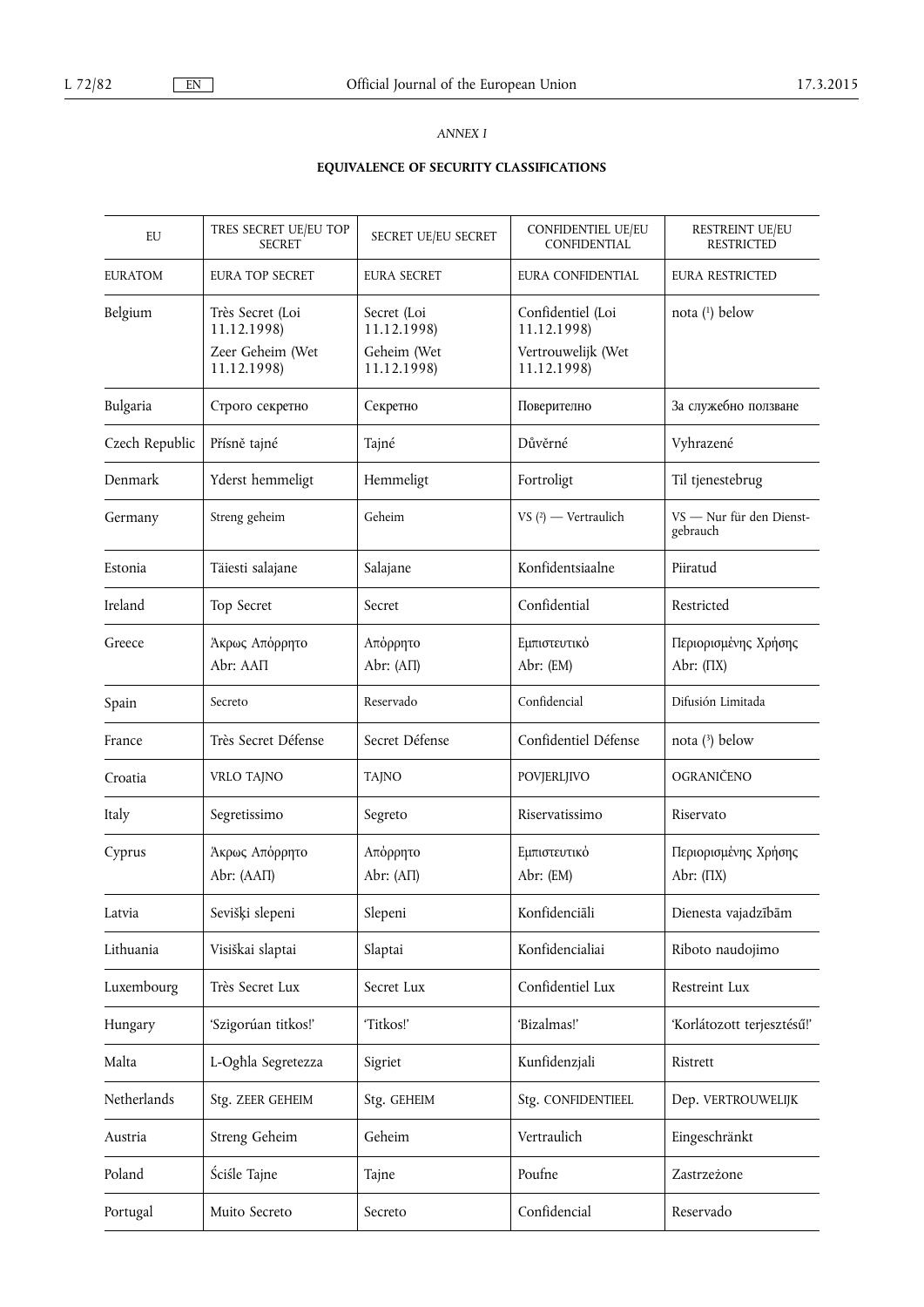*ANNEX I*

**EQUIVALENCE OF SECURITY CLASSIFICATIONS**

| EU | TRES SECRET UE/EU TOP SECRET | SECRET UE/EU SECRET | CONFIDENTIEL UE/EU CONFIDENTIAL | RESTREINT UE/EU RESTRICTED |
|---|---|---|---|---|
| EURATOM | EURA TOP SECRET | EURA SECRET | EURA CONFIDENTIAL | EURA RESTRICTED |
| Belgium | Très Secret (Loi 11.12.1998)<br>Zeer Geheim (Wet 11.12.1998) | Secret (Loi 11.12.1998)<br>Geheim (Wet 11.12.1998) | Confidentiel (Loi 11.12.1998)<br>Vertrouwelijk (Wet 11.12.1998) | nota [1] below |
| Bulgaria | Строго секретно | Секретно | Поверително | За служебно ползване |
| Czech Republic | Přísně tajné | Tajné | Důvěrné | Vyhrazené |
| Denmark | Yderst hemmeligt | Hemmeligt | Fortroligt | Til tjenestebrug |
| Germany | Streng geheim | Geheim | VS [2] — Vertraulich | VS — Nur für den Dienstgebrauch |
| Estonia | Täiesti salajane | Salajane | Konfidentsiaalne | Piiratud |
| Ireland | Top Secret | Secret | Confidential | Restricted |
| Greece | Άκρως Απόρρητο<br>Abr: ΑΑΠ | Απόρρητο<br>Abr: (ΑΠ) | Εμπιστευτικό<br>Abr: (ΕΜ) | Περιορισμένης Χρήσης<br>Abr: (ΠΧ) |
| Spain | Secreto | Reservado | Confidencial | Difusión Limitada |
| France | Très Secret Défense | Secret Défense | Confidentiel Défense | nota [3] below |
| Croatia | VRLO TAJNO | TAJNO | POVJERLJIVO | OGRANIČENO |
| Italy | Segretissimo | Segreto | Riservatissimo | Riservato |
| Cyprus | Άκρως Απόρρητο<br>Abr: (ΑΑΠ) | Απόρρητο<br>Abr: (ΑΠ) | Εμπιστευτικό<br>Abr: (ΕΜ) | Περιορισμένης Χρήσης<br>Abr: (ΠΧ) |
| Latvia | Sevišķi slepeni | Slepeni | Konfidenciāli | Dienesta vajadzībām |
| Lithuania | Visiškai slaptai | Slaptai | Konfidencialiai | Riboto naudojimo |
| Luxembourg | Très Secret Lux | Secret Lux | Confidentiel Lux | Restreint Lux |
| Hungary | 'Szigorúan titkos!' | 'Titkos!' | 'Bizalmas!' | 'Korlátozott terjesztésű!' |
| Malta | L-Ogħla Segretezza | Sigriet | Kunfidenzjali | Ristrett |
| Netherlands | Stg. ZEER GEHEIM | Stg. GEHEIM | Stg. CONFIDENTIEEL | Dep. VERTROUWELIJK |
| Austria | Streng Geheim | Geheim | Vertraulich | Eingeschränkt |
| Poland | Ściśle Tajne | Tajne | Poufne | Zastrzeżone |
| Portugal | Muito Secreto | Secreto | Confidencial | Reservado |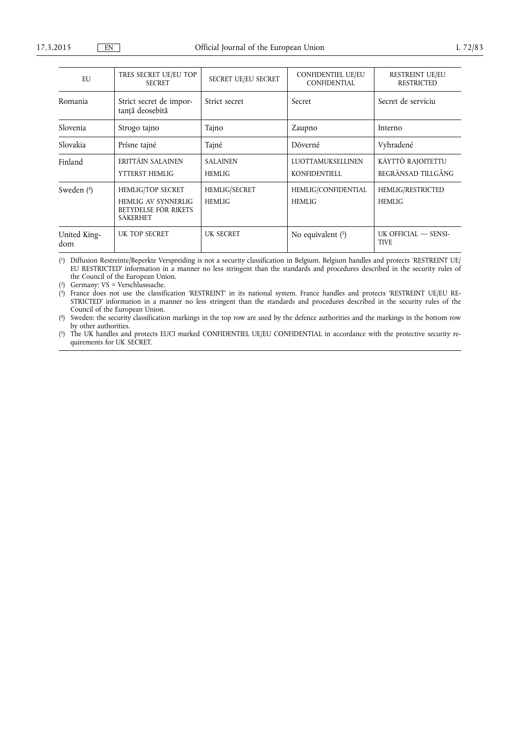| EU | TRES SECRET UE/EU TOP SECRET | SECRET UE/EU SECRET | CONFIDENTIEL UE/EU CONFIDENTIAL | RESTREINT UE/EU RESTRICTED |
|---|---|---|---|---|
| Romania | Strict secret de importanță deosebită | Strict secret | Secret | Secret de serviciu |
| Slovenia | Strogo tajno | Tajno | Zaupno | Interno |
| Slovakia | Prísne tajné | Tajné | Dôverné | Vyhradené |
| Finland | ERITTÄIN SALAINEN<br>YTTERST HEMLIG | SALAINEN<br>HEMLIG | LUOTTAMUKSELLINEN<br>KONFIDENTIELL | KÄYTTÖ RAJOITETTU<br>BEGRÄNSAD TILLGÅNG |
| Sweden (4) | HEMLIG/TOP SECRET<br>HEMLIG AV SYNNERLIG BETYDELSE FÖR RIKETS SÄKERHET | HEMLIG/SECRET<br>HEMLIG | HEMLIG/CONFIDENTIAL<br>HEMLIG | HEMLIG/RESTRICTED<br>HEMLIG |
| United Kingdom | UK TOP SECRET | UK SECRET | No equivalent (5) | UK OFFICIAL — SENSITIVE |

(1) Diffusion Restreinte/Beperkte Verspreiding is not a security classification in Belgium. Belgium handles and protects 'RESTREINT UE/EU RESTRICTED' information in a manner no less stringent than the standards and procedures described in the security rules of the Council of the European Union.

(2) Germany: VS = Verschlusssache.

(3) France does not use the classification 'RESTREINT' in its national system. France handles and protects 'RESTREINT UE/EU RESTRICTED' information in a manner no less stringent than the standards and procedures described in the security rules of the Council of the European Union.

(4) Sweden: the security classification markings in the top row are used by the defence authorities and the markings in the bottom row by other authorities.

(5) The UK handles and protects EUCI marked CONFIDENTIEL UE/EU CONFIDENTIAL in accordance with the protective security requirements for UK SECRET.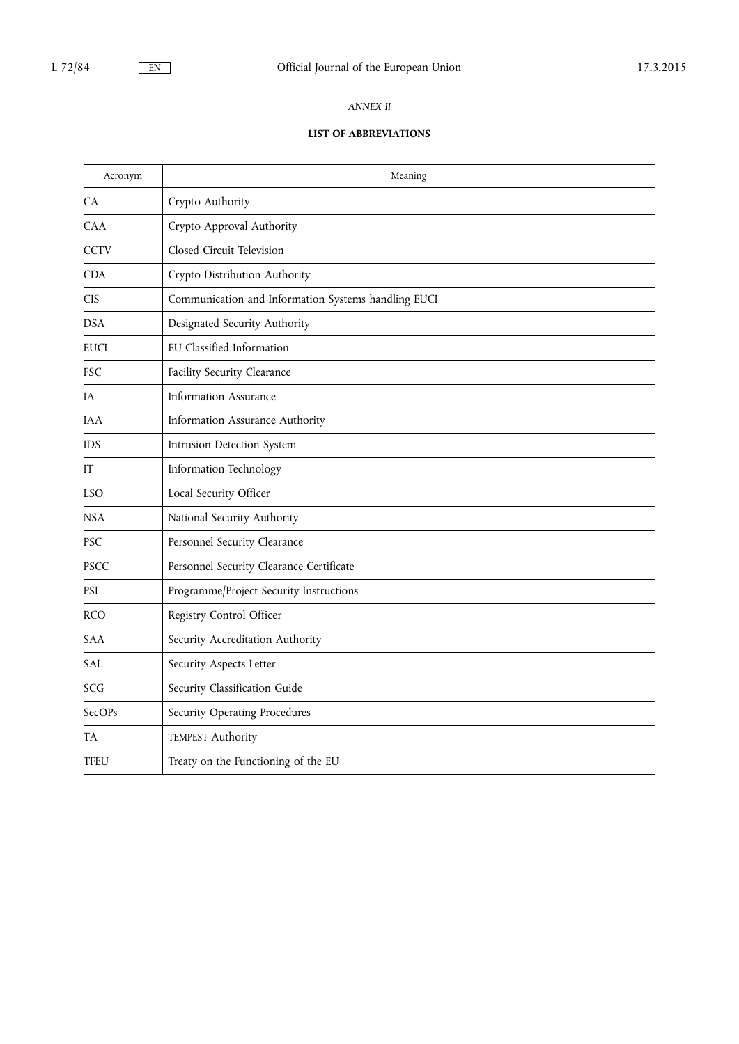*ANNEX II*

**LIST OF ABBREVIATIONS**

| Acronym | Meaning |
|---|---|
| CA | Crypto Authority |
| CAA | Crypto Approval Authority |
| CCTV | Closed Circuit Television |
| CDA | Crypto Distribution Authority |
| CIS | Communication and Information Systems handling EUCI |
| DSA | Designated Security Authority |
| EUCI | EU Classified Information |
| FSC | Facility Security Clearance |
| IA | Information Assurance |
| IAA | Information Assurance Authority |
| IDS | Intrusion Detection System |
| IT | Information Technology |
| LSO | Local Security Officer |
| NSA | National Security Authority |
| PSC | Personnel Security Clearance |
| PSCC | Personnel Security Clearance Certificate |
| PSI | Programme/Project Security Instructions |
| RCO | Registry Control Officer |
| SAA | Security Accreditation Authority |
| SAL | Security Aspects Letter |
| SCG | Security Classification Guide |
| SecOPs | Security Operating Procedures |
| TA | TEMPEST Authority |
| TFEU | Treaty on the Functioning of the EU |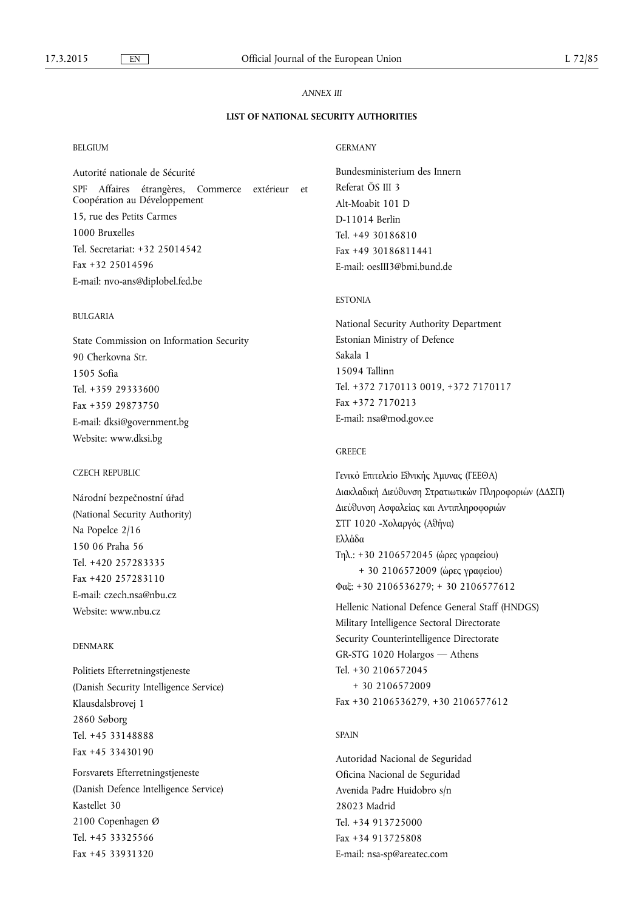*ANNEX III*

**LIST OF NATIONAL SECURITY AUTHORITIES**

BELGIUM

Autorité nationale de Sécurité

SPF Affaires étrangères, Commerce extérieur et Coopération au Développement

15, rue des Petits Carmes

1000 Bruxelles

Tel. Secretariat: +32 25014542

Fax +32 25014596

E-mail: nvo-ans@diplobel.fed.be

BULGARIA

State Commission on Information Security

90 Cherkovna Str.

1505 Sofia

Tel. +359 29333600

Fax +359 29873750

E-mail: dksi@government.bg

Website: www.dksi.bg

CZECH REPUBLIC

Národní bezpečnostní úřad

(National Security Authority)

Na Popelce 2/16

150 06 Praha 56

Tel. +420 257283335

Fax +420 257283110

E-mail: czech.nsa@nbu.cz

Website: www.nbu.cz

DENMARK

Politiets Efterretningstjeneste

(Danish Security Intelligence Service)

Klausdalsbrovej 1

2860 Søborg

Tel. +45 33148888

Fax +45 33430190

Forsvarets Efterretningstjeneste

(Danish Defence Intelligence Service)

Kastellet 30

2100 Copenhagen Ø

Tel. +45 33325566

Fax +45 33931320

GERMANY

Bundesministerium des Innern

Referat ÖS III 3

Alt-Moabit 101 D

D-11014 Berlin

Tel. +49 30186810

Fax +49 30186811441

E-mail: oesIII3@bmi.bund.de

ESTONIA

National Security Authority Department

Estonian Ministry of Defence

Sakala 1

15094 Tallinn

Tel. +372 7170113 0019, +372 7170117

Fax +372 7170213

E-mail: nsa@mod.gov.ee

GREECE

Γενικό Επιτελείο Εθνικής Άμυνας (ΓΕΕΘΑ)

Διακλαδική Διεύθυνση Στρατιωτικών Πληροφοριών (ΔΔΣΠ)

Διεύθυνση Ασφαλείας και Αντιπληροφοριών

ΣΤΓ 1020 -Χολαργός (Αθήνα)

Ελλάδα

Τηλ.: +30 2106572045 (ώρες γραφείου)

+ 30 2106572009 (ώρες γραφείου)

Φαξ: +30 2106536279; + 30 2106577612

Hellenic National Defence General Staff (HNDGS)

Military Intelligence Sectoral Directorate

Security Counterintelligence Directorate

GR-STG 1020 Holargos — Athens

Tel. +30 2106572045

+ 30 2106572009

Fax +30 2106536279, +30 2106577612

SPAIN

Autoridad Nacional de Seguridad

Oficina Nacional de Seguridad

Avenida Padre Huidobro s/n

28023 Madrid

Tel. +34 913725000

Fax +34 913725808

E-mail: nsa-sp@areatec.com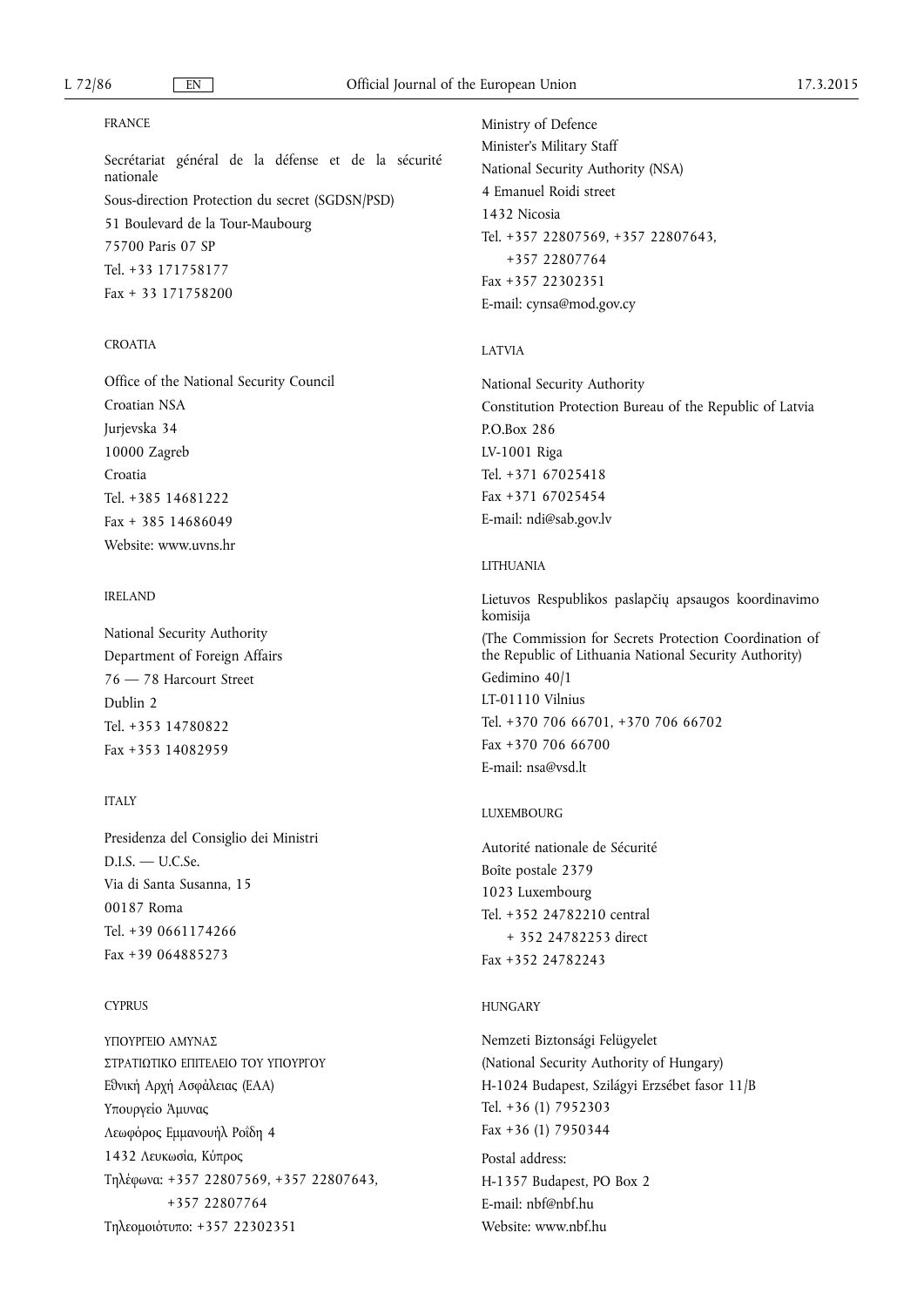FRANCE

Secrétariat général de la défense et de la sécurité nationale
Sous-direction Protection du secret (SGDSN/PSD)
51 Boulevard de la Tour-Maubourg
75700 Paris 07 SP
Tel. +33 171758177
Fax + 33 171758200

CROATIA

Office of the National Security Council
Croatian NSA
Jurjevska 34
10000 Zagreb
Croatia
Tel. +385 14681222
Fax + 385 14686049
Website: www.uvns.hr

IRELAND

National Security Authority
Department of Foreign Affairs
76 — 78 Harcourt Street
Dublin 2
Tel. +353 14780822
Fax +353 14082959

ITALY

Presidenza del Consiglio dei Ministri
D.I.S. — U.C.Se.
Via di Santa Susanna, 15
00187 Roma
Tel. +39 0661174266
Fax +39 064885273

CYPRUS

ΥΠΟΥΡΓΕΙΟ ΑΜΥΝΑΣ
ΣΤΡΑΤΙΩΤΙΚΟ ΕΠΙΤΕΛΕΙΟ ΤΟΥ ΥΠΟΥΡΓΟΥ
Εθνική Αρχή Ασφάλειας (ΕΑΑ)
Υπουργείο Άμυνας
Λεωφόρος Εμμανουήλ Ροΐδη 4
1432 Λευκωσία, Κύπρος
Τηλέφωνα: +357 22807569, +357 22807643,
+357 22807764
Τηλεομοιότυπο: +357 22302351

Ministry of Defence
Minister's Military Staff
National Security Authority (NSA)
4 Emanuel Roidi street
1432 Nicosia
Tel. +357 22807569, +357 22807643,
+357 22807764
Fax +357 22302351
E-mail: cynsa@mod.gov.cy

LATVIA

National Security Authority
Constitution Protection Bureau of the Republic of Latvia
P.O.Box 286
LV-1001 Riga
Tel. +371 67025418
Fax +371 67025454
E-mail: ndi@sab.gov.lv

LITHUANIA

Lietuvos Respublikos paslapčių apsaugos koordinavimo komisija
(The Commission for Secrets Protection Coordination of the Republic of Lithuania National Security Authority)
Gedimino 40/1
LT-01110 Vilnius
Tel. +370 706 66701, +370 706 66702
Fax +370 706 66700
E-mail: nsa@vsd.lt

LUXEMBOURG

Autorité nationale de Sécurité
Boîte postale 2379
1023 Luxembourg
Tel. +352 24782210 central
+ 352 24782253 direct
Fax +352 24782243

HUNGARY

Nemzeti Biztonsági Felügyelet
(National Security Authority of Hungary)
H-1024 Budapest, Szilágyi Erzsébet fasor 11/B
Tel. +36 (1) 7952303
Fax +36 (1) 7950344

Postal address:
H-1357 Budapest, PO Box 2
E-mail: nbf@nbf.hu
Website: www.nbf.hu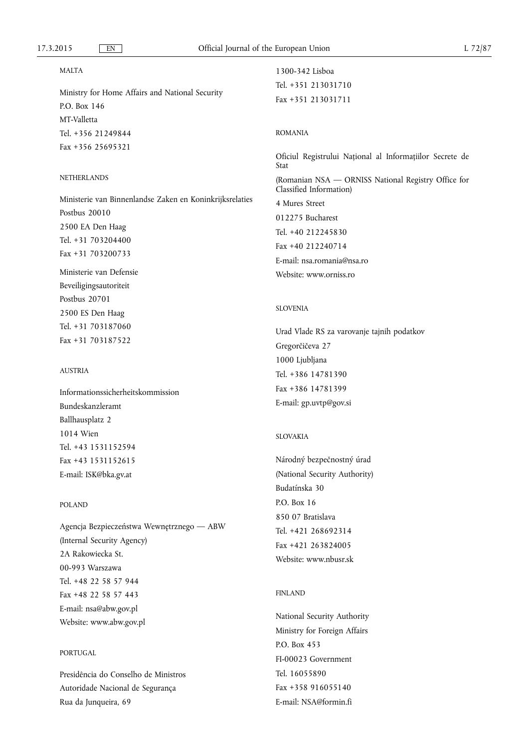MALTA

Ministry for Home Affairs and National Security

P.O. Box 146

MT-Valletta

Tel. +356 21249844

Fax +356 25695321

NETHERLANDS

Ministerie van Binnenlandse Zaken en Koninkrijksrelaties

Postbus 20010

2500 EA Den Haag

Tel. +31 703204400

Fax +31 703200733

Ministerie van Defensie

Beveiligingsautoriteit

Postbus 20701

2500 ES Den Haag

Tel. +31 703187060

Fax +31 703187522

AUSTRIA

Informationssicherheitskommission

Bundeskanzleramt

Ballhausplatz 2

1014 Wien

Tel. +43 1531152594

Fax +43 1531152615

E-mail: ISK@bka.gv.at

POLAND

Agencja Bezpieczeństwa Wewnętrznego — ABW

(Internal Security Agency)

2A Rakowiecka St.

00-993 Warszawa

Tel. +48 22 58 57 944

Fax +48 22 58 57 443

E-mail: nsa@abw.gov.pl

Website: www.abw.gov.pl

PORTUGAL

Presidência do Conselho de Ministros

Autoridade Nacional de Segurança

Rua da Junqueira, 69

1300-342 Lisboa

Tel. +351 213031710

Fax +351 213031711

ROMANIA

Oficiul Registrului Național al Informațiilor Secrete de Stat

(Romanian NSA — ORNISS National Registry Office for Classified Information)

4 Mures Street

012275 Bucharest

Tel. +40 212245830

Fax +40 212240714

E-mail: nsa.romania@nsa.ro

Website: www.orniss.ro

SLOVENIA

Urad Vlade RS za varovanje tajnih podatkov

Gregorčičeva 27

1000 Ljubljana

Tel. +386 14781390

Fax +386 14781399

E-mail: gp.uvtp@gov.si

SLOVAKIA

Národný bezpečnostný úrad

(National Security Authority)

Budatínska 30

P.O. Box 16

850 07 Bratislava

Tel. +421 268692314

Fax +421 263824005

Website: www.nbusr.sk

FINLAND

National Security Authority

Ministry for Foreign Affairs

P.O. Box 453

FI-00023 Government

Tel. 16055890

Fax +358 916055140

E-mail: NSA@formin.fi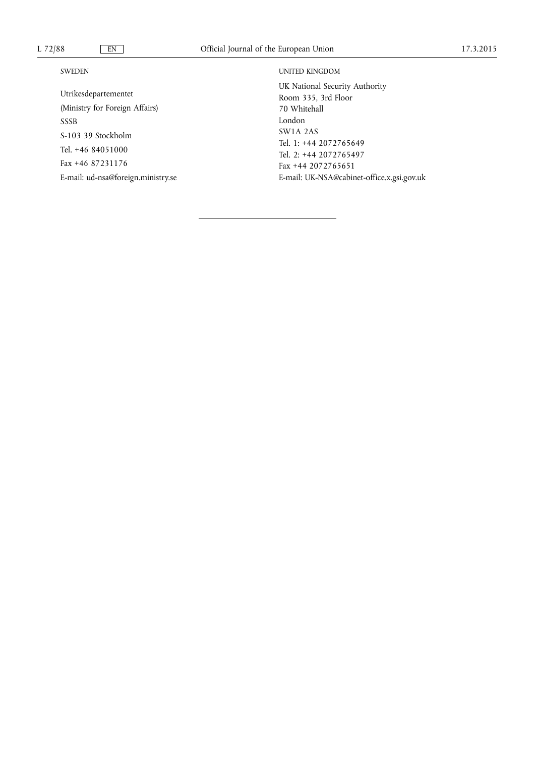SWEDEN

Utrikesdepartementet

(Ministry for Foreign Affairs)

SSSB

S-103 39 Stockholm

Tel. +46 84051000

Fax +46 87231176

E-mail: ud-nsa@foreign.ministry.se

UNITED KINGDOM

UK National Security Authority

Room 335, 3rd Floor

70 Whitehall

London

SW1A 2AS

Tel. 1: +44 2072765649

Tel. 2: +44 2072765497

Fax +44 2072765651

E-mail: UK-NSA@cabinet-office.x.gsi.gov.uk